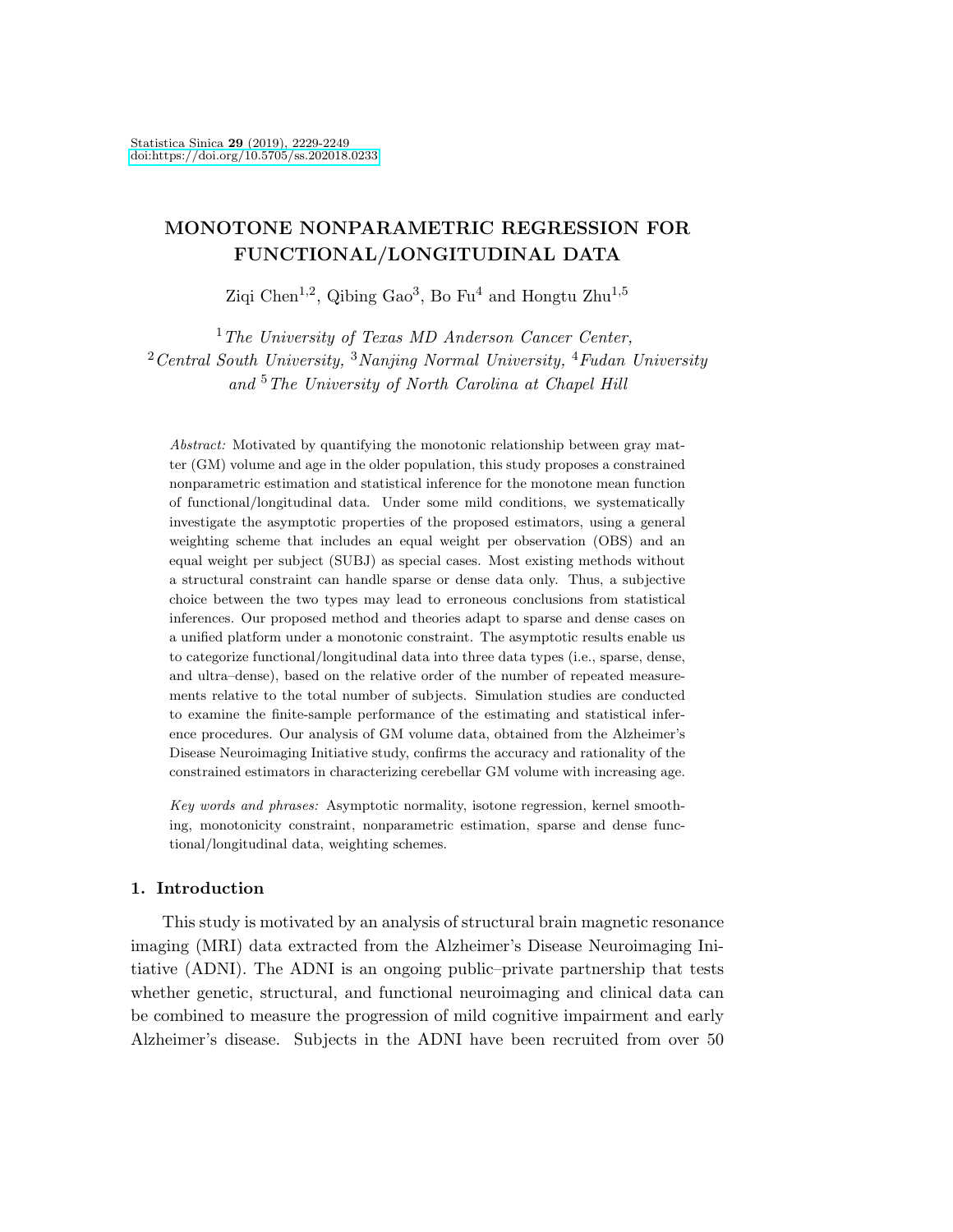# MONOTONE NONPARAMETRIC REGRESSION FOR FUNCTIONAL/LONGITUDINAL DATA

Ziqi Chen[1,2], Qibing Gao[3], Bo Fu[4] and Hongtu Zhu[1,5]

[1] *The University of Texas MD Anderson Cancer Center,*
[2] *Central South University,* [3] *Nanjing Normal University,* [4] *Fudan University and* [5] *The University of North Carolina at Chapel Hill*

*Abstract:* Motivated by quantifying the monotonic relationship between gray matter (GM) volume and age in the older population, this study proposes a constrained nonparametric estimation and statistical inference for the monotone mean function of functional/longitudinal data. Under some mild conditions, we systematically investigate the asymptotic properties of the proposed estimators, using a general weighting scheme that includes an equal weight per observation (OBS) and an equal weight per subject (SUBJ) as special cases. Most existing methods without a structural constraint can handle sparse or dense data only. Thus, a subjective choice between the two types may lead to erroneous conclusions from statistical inferences. Our proposed method and theories adapt to sparse and dense cases on a unified platform under a monotonic constraint. The asymptotic results enable us to categorize functional/longitudinal data into three data types (i.e., sparse, dense, and ultra–dense), based on the relative order of the number of repeated measurements relative to the total number of subjects. Simulation studies are conducted to examine the finite-sample performance of the estimating and statistical inference procedures. Our analysis of GM volume data, obtained from the Alzheimer's Disease Neuroimaging Initiative study, confirms the accuracy and rationality of the constrained estimators in characterizing cerebellar GM volume with increasing age.

*Key words and phrases:* Asymptotic normality, isotone regression, kernel smoothing, monotonicity constraint, nonparametric estimation, sparse and dense functional/longitudinal data, weighting schemes.

## 1. Introduction

This study is motivated by an analysis of structural brain magnetic resonance imaging (MRI) data extracted from the Alzheimer's Disease Neuroimaging Initiative (ADNI). The ADNI is an ongoing public–private partnership that tests whether genetic, structural, and functional neuroimaging and clinical data can be combined to measure the progression of mild cognitive impairment and early Alzheimer's disease. Subjects in the ADNI have been recruited from over 50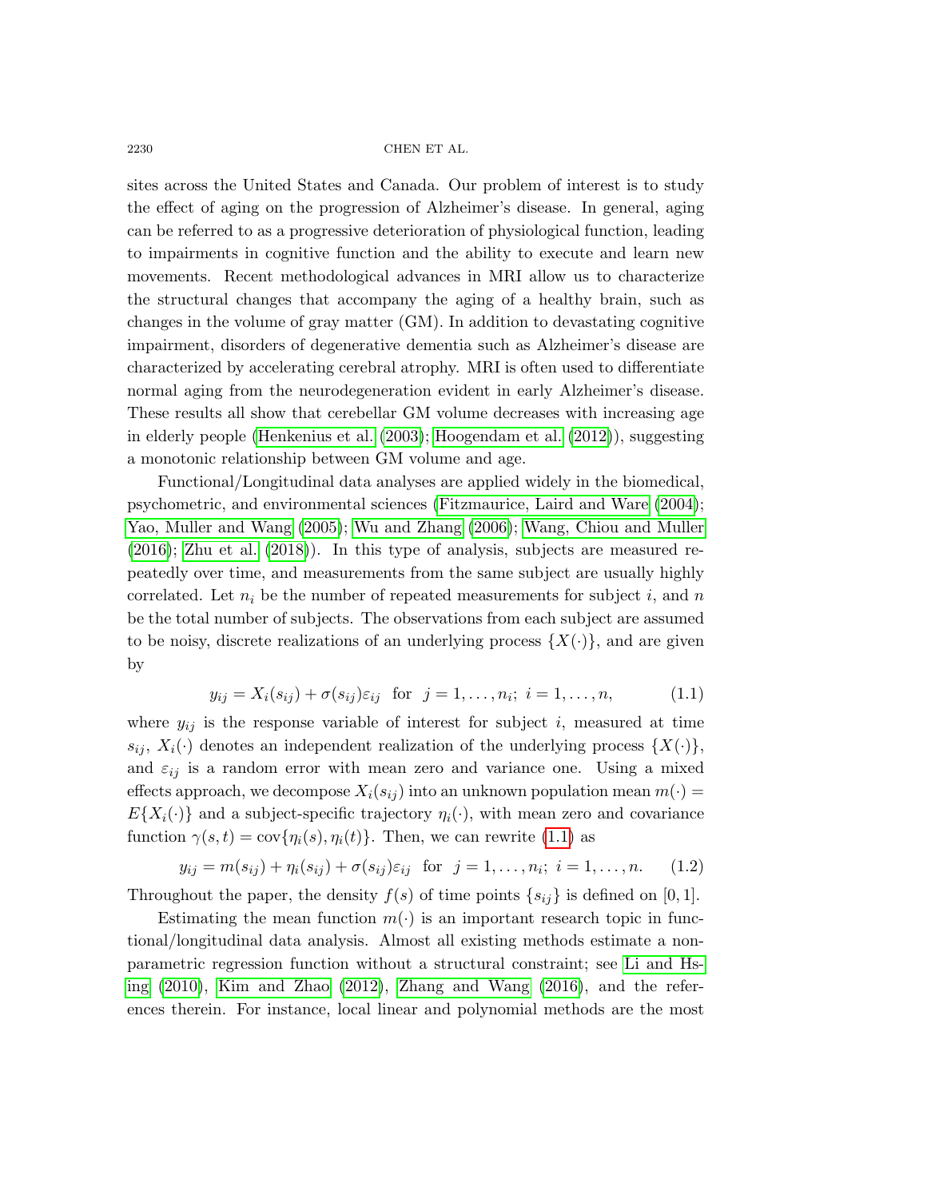sites across the United States and Canada. Our problem of interest is to study the effect of aging on the progression of Alzheimer's disease. In general, aging can be referred to as a progressive deterioration of physiological function, leading to impairments in cognitive function and the ability to execute and learn new movements. Recent methodological advances in MRI allow us to characterize the structural changes that accompany the aging of a healthy brain, such as changes in the volume of gray matter (GM). In addition to devastating cognitive impairment, disorders of degenerative dementia such as Alzheimer's disease are characterized by accelerating cerebral atrophy. MRI is often used to differentiate normal aging from the neurodegeneration evident in early Alzheimer's disease. These results all show that cerebellar GM volume decreases with increasing age in elderly people (Henkenius et al. (2003); Hoogendam et al. (2012)), suggesting a monotonic relationship between GM volume and age.

Functional/Longitudinal data analyses are applied widely in the biomedical, psychometric, and environmental sciences (Fitzmaurice, Laird and Ware (2004); Yao, Muller and Wang (2005); Wu and Zhang (2006); Wang, Chiou and Muller (2016); Zhu et al. (2018)). In this type of analysis, subjects are measured repeatedly over time, and measurements from the same subject are usually highly correlated. Let $n_i$ be the number of repeated measurements for subject $i$, and $n$ be the total number of subjects. The observations from each subject are assumed to be noisy, discrete realizations of an underlying process $\{X(\cdot)\}$, and are given by

$$y_{ij} = X_i(s_{ij}) + \sigma(s_{ij})\varepsilon_{ij} \quad \text{for} \quad j = 1, \ldots, n_i; \ i = 1, \ldots, n, \tag{1.1}$$

where $y_{ij}$ is the response variable of interest for subject $i$, measured at time $s_{ij}$, $X_i(\cdot)$ denotes an independent realization of the underlying process $\{X(\cdot)\}$, and $\varepsilon_{ij}$ is a random error with mean zero and variance one. Using a mixed effects approach, we decompose $X_i(s_{ij})$ into an unknown population mean $m(\cdot) = E\{X_i(\cdot)\}$ and a subject-specific trajectory $\eta_i(\cdot)$, with mean zero and covariance function $\gamma(s,t) = \text{cov}\{\eta_i(s), \eta_i(t)\}$. Then, we can rewrite (1.1) as

$$y_{ij} = m(s_{ij}) + \eta_i(s_{ij}) + \sigma(s_{ij})\varepsilon_{ij} \quad \text{for} \quad j = 1, \ldots, n_i; \ i = 1, \ldots, n. \tag{1.2}$$

Throughout the paper, the density $f(s)$ of time points $\{s_{ij}\}$ is defined on $[0,1]$.

Estimating the mean function $m(\cdot)$ is an important research topic in functional/longitudinal data analysis. Almost all existing methods estimate a nonparametric regression function without a structural constraint; see Li and Hsing (2010), Kim and Zhao (2012), Zhang and Wang (2016), and the references therein. For instance, local linear and polynomial methods are the most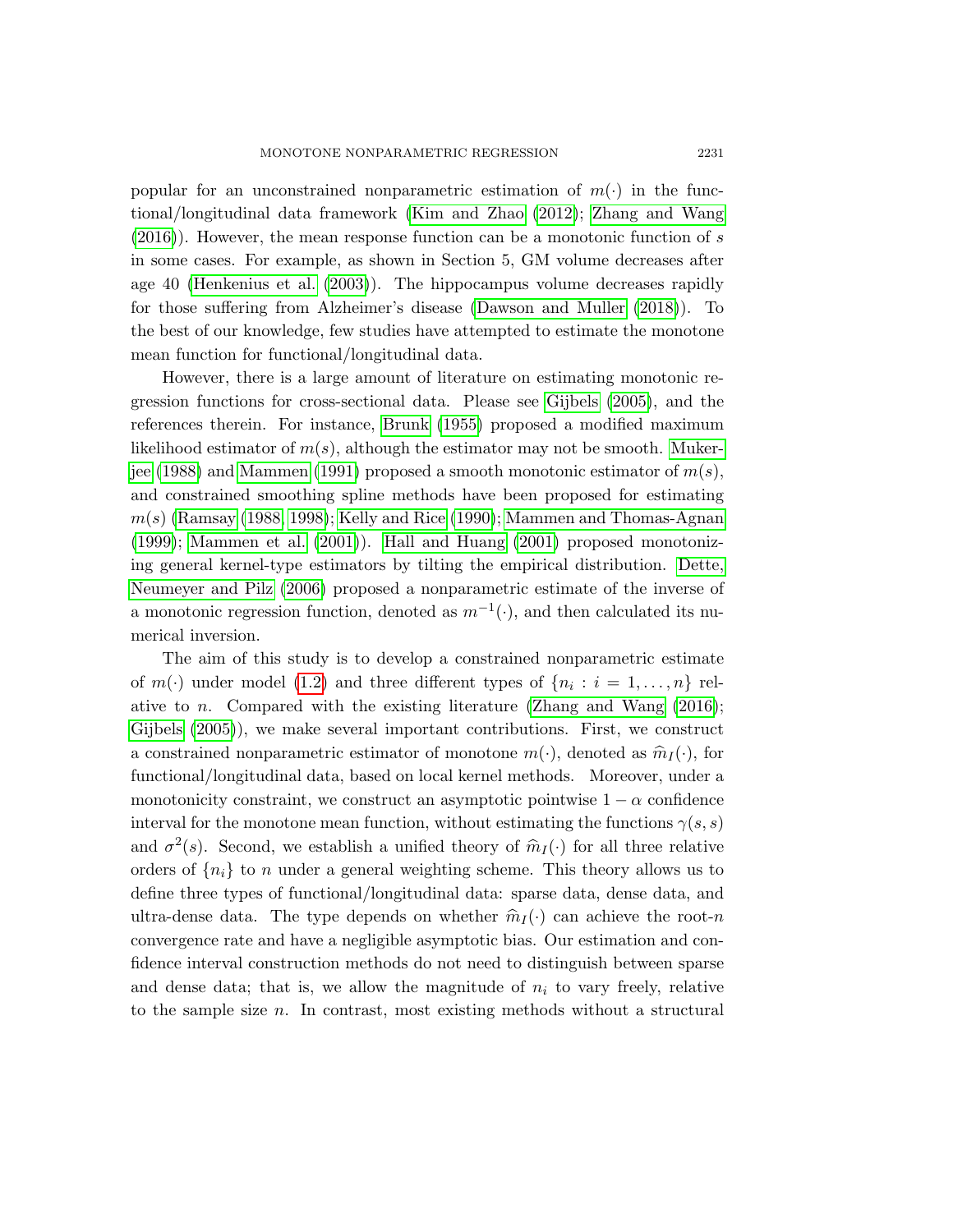popular for an unconstrained nonparametric estimation of $m(\cdot)$ in the functional/longitudinal data framework (Kim and Zhao (2012); Zhang and Wang (2016)). However, the mean response function can be a monotonic function of $s$ in some cases. For example, as shown in Section 5, GM volume decreases after age 40 (Henkenius et al. (2003)). The hippocampus volume decreases rapidly for those suffering from Alzheimer's disease (Dawson and Muller (2018)). To the best of our knowledge, few studies have attempted to estimate the monotone mean function for functional/longitudinal data.

However, there is a large amount of literature on estimating monotonic regression functions for cross-sectional data. Please see Gijbels (2005), and the references therein. For instance, Brunk (1955) proposed a modified maximum likelihood estimator of $m(s)$, although the estimator may not be smooth. Mukerjee (1988) and Mammen (1991) proposed a smooth monotonic estimator of $m(s)$, and constrained smoothing spline methods have been proposed for estimating $m(s)$ (Ramsay (1988, 1998); Kelly and Rice (1990); Mammen and Thomas-Agnan (1999); Mammen et al. (2001)). Hall and Huang (2001) proposed monotonizing general kernel-type estimators by tilting the empirical distribution. Dette, Neumeyer and Pilz (2006) proposed a nonparametric estimate of the inverse of a monotonic regression function, denoted as $m^{-1}(\cdot)$, and then calculated its numerical inversion.

The aim of this study is to develop a constrained nonparametric estimate of $m(\cdot)$ under model (1.2) and three different types of $\{n_i : i = 1, \ldots, n\}$ relative to $n$. Compared with the existing literature (Zhang and Wang (2016); Gijbels (2005)), we make several important contributions. First, we construct a constrained nonparametric estimator of monotone $m(\cdot)$, denoted as $\widehat{m}_I(\cdot)$, for functional/longitudinal data, based on local kernel methods. Moreover, under a monotonicity constraint, we construct an asymptotic pointwise $1-\alpha$ confidence interval for the monotone mean function, without estimating the functions $\gamma(s, s)$ and $\sigma^2(s)$. Second, we establish a unified theory of $\widehat{m}_I(\cdot)$ for all three relative orders of $\{n_i\}$ to $n$ under a general weighting scheme. This theory allows us to define three types of functional/longitudinal data: sparse data, dense data, and ultra-dense data. The type depends on whether $\widehat{m}_I(\cdot)$ can achieve the root-$n$ convergence rate and have a negligible asymptotic bias. Our estimation and confidence interval construction methods do not need to distinguish between sparse and dense data; that is, we allow the magnitude of $n_i$ to vary freely, relative to the sample size $n$. In contrast, most existing methods without a structural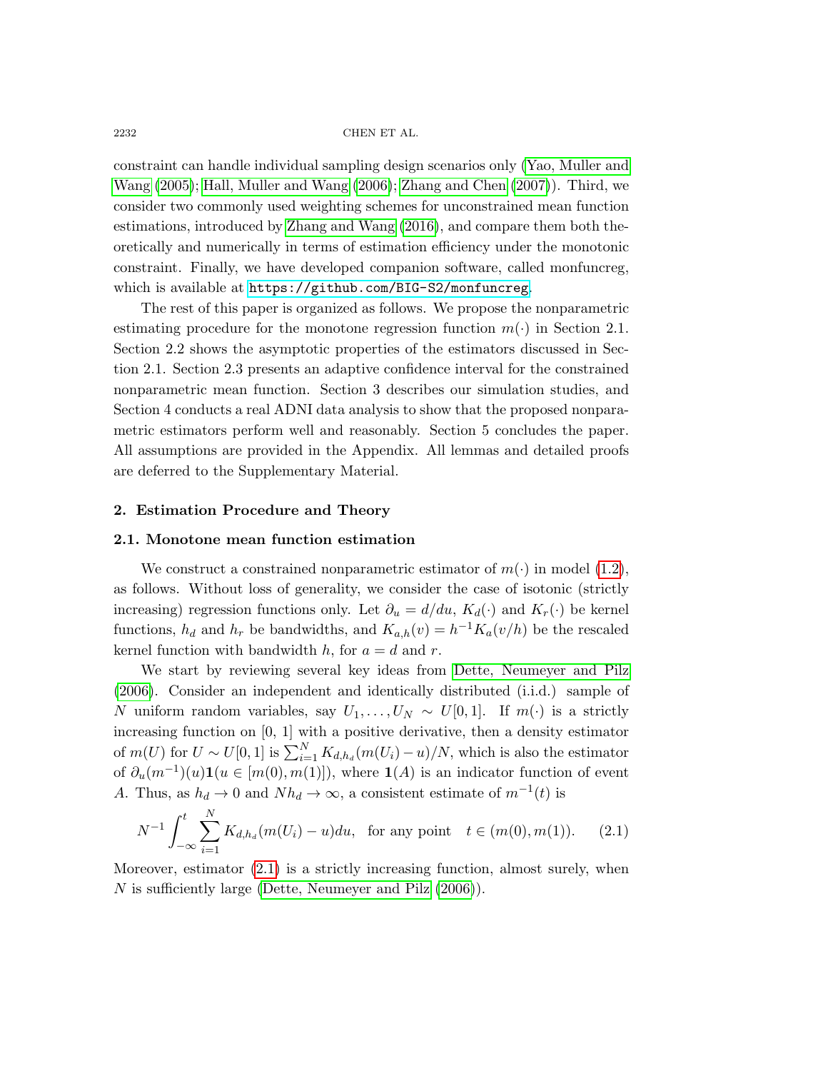constraint can handle individual sampling design scenarios only (Yao, Muller and Wang (2005); Hall, Muller and Wang (2006); Zhang and Chen (2007)). Third, we consider two commonly used weighting schemes for unconstrained mean function estimations, introduced by Zhang and Wang (2016), and compare them both theoretically and numerically in terms of estimation efficiency under the monotonic constraint. Finally, we have developed companion software, called monfuncreg, which is available at https://github.com/BIG-S2/monfuncreg.

The rest of this paper is organized as follows. We propose the nonparametric estimating procedure for the monotone regression function $m(\cdot)$ in Section 2.1. Section 2.2 shows the asymptotic properties of the estimators discussed in Section 2.1. Section 2.3 presents an adaptive confidence interval for the constrained nonparametric mean function. Section 3 describes our simulation studies, and Section 4 conducts a real ADNI data analysis to show that the proposed nonparametric estimators perform well and reasonably. Section 5 concludes the paper. All assumptions are provided in the Appendix. All lemmas and detailed proofs are deferred to the Supplementary Material.

## 2. Estimation Procedure and Theory

### 2.1. Monotone mean function estimation

We construct a constrained nonparametric estimator of $m(\cdot)$ in model (1.2), as follows. Without loss of generality, we consider the case of isotonic (strictly increasing) regression functions only. Let $\partial_u = d/du$, $K_d(\cdot)$ and $K_r(\cdot)$ be kernel functions, $h_d$ and $h_r$ be bandwidths, and $K_{a,h}(v) = h^{-1}K_a(v/h)$ be the rescaled kernel function with bandwidth $h$, for $a = d$ and $r$.

We start by reviewing several key ideas from Dette, Neumeyer and Pilz (2006). Consider an independent and identically distributed (i.i.d.) sample of $N$ uniform random variables, say $U_1, \ldots, U_N \sim U[0,1]$. If $m(\cdot)$ is a strictly increasing function on [0, 1] with a positive derivative, then a density estimator of $m(U)$ for $U \sim U[0,1]$ is $\sum_{i=1}^{N} K_{d,h_d}(m(U_i) - u)/N$, which is also the estimator of $\partial_u(m^{-1})(u)\mathbf{1}(u \in [m(0), m(1)])$, where $\mathbf{1}(A)$ is an indicator function of event $A$. Thus, as $h_d \to 0$ and $Nh_d \to \infty$, a consistent estimate of $m^{-1}(t)$ is

$$N^{-1} \int_{-\infty}^{t} \sum_{i=1}^{N} K_{d,h_d}(m(U_i) - u)du, \quad \text{for any point} \quad t \in (m(0), m(1)). \tag{2.1}$$

Moreover, estimator (2.1) is a strictly increasing function, almost surely, when $N$ is sufficiently large (Dette, Neumeyer and Pilz (2006)).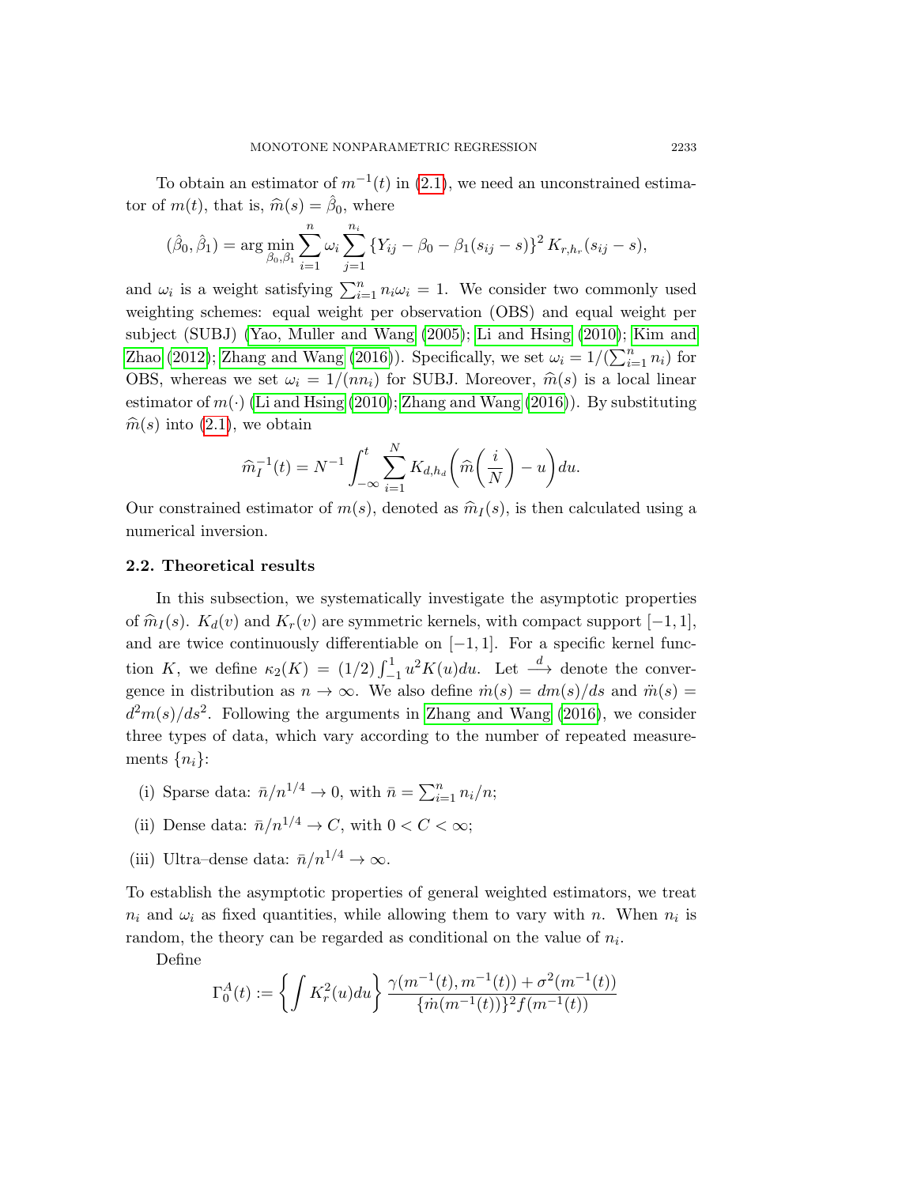To obtain an estimator of $m^{-1}(t)$ in (2.1), we need an unconstrained estimator of $m(t)$, that is, $\widehat{m}(s) = \hat{\beta}_0$, where

$$(\hat{\beta}_0, \hat{\beta}_1) = \arg\min_{\beta_0, \beta_1} \sum_{i=1}^{n} \omega_i \sum_{j=1}^{n_i} \{Y_{ij} - \beta_0 - \beta_1(s_{ij} - s)\}^2 K_{r,h_r}(s_{ij} - s),$$

and $\omega_i$ is a weight satisfying $\sum_{i=1}^{n} n_i \omega_i = 1$. We consider two commonly used weighting schemes: equal weight per observation (OBS) and equal weight per subject (SUBJ) (Yao, Muller and Wang (2005); Li and Hsing (2010); Kim and Zhao (2012); Zhang and Wang (2016)). Specifically, we set $\omega_i = 1/(\sum_{i=1}^{n} n_i)$ for OBS, whereas we set $\omega_i = 1/(n n_i)$ for SUBJ. Moreover, $\widehat{m}(s)$ is a local linear estimator of $m(\cdot)$ (Li and Hsing (2010); Zhang and Wang (2016)). By substituting $\widehat{m}(s)$ into (2.1), we obtain

$$\widehat{m}_I^{-1}(t) = N^{-1} \int_{-\infty}^{t} \sum_{i=1}^{N} K_{d,h_d}\left(\widehat{m}\left(\frac{i}{N}\right) - u\right) du.$$

Our constrained estimator of $m(s)$, denoted as $\widehat{m}_I(s)$, is then calculated using a numerical inversion.

### 2.2. Theoretical results

In this subsection, we systematically investigate the asymptotic properties of $\widehat{m}_I(s)$. $K_d(v)$ and $K_r(v)$ are symmetric kernels, with compact support $[-1, 1]$, and are twice continuously differentiable on $[-1, 1]$. For a specific kernel function $K$, we define $\kappa_2(K) = (1/2)\int_{-1}^{1} u^2 K(u) du$. Let $\xrightarrow{d}$ denote the convergence in distribution as $n \to \infty$. We also define $\dot{m}(s) = dm(s)/ds$ and $\ddot{m}(s) = d^2 m(s)/ds^2$. Following the arguments in Zhang and Wang (2016), we consider three types of data, which vary according to the number of repeated measurements $\{n_i\}$:

(i) Sparse data: $\bar{n}/n^{1/4} \to 0$, with $\bar{n} = \sum_{i=1}^{n} n_i/n$;

(ii) Dense data: $\bar{n}/n^{1/4} \to C$, with $0 < C < \infty$;

(iii) Ultra–dense data: $\bar{n}/n^{1/4} \to \infty$.

To establish the asymptotic properties of general weighted estimators, we treat $n_i$ and $\omega_i$ as fixed quantities, while allowing them to vary with $n$. When $n_i$ is random, the theory can be regarded as conditional on the value of $n_i$.

Define

$$\Gamma_0^A(t) := \left\{ \int K_r^2(u) du \right\} \frac{\gamma(m^{-1}(t), m^{-1}(t)) + \sigma^2(m^{-1}(t))}{\{\dot{m}(m^{-1}(t))\}^2 f(m^{-1}(t))}$$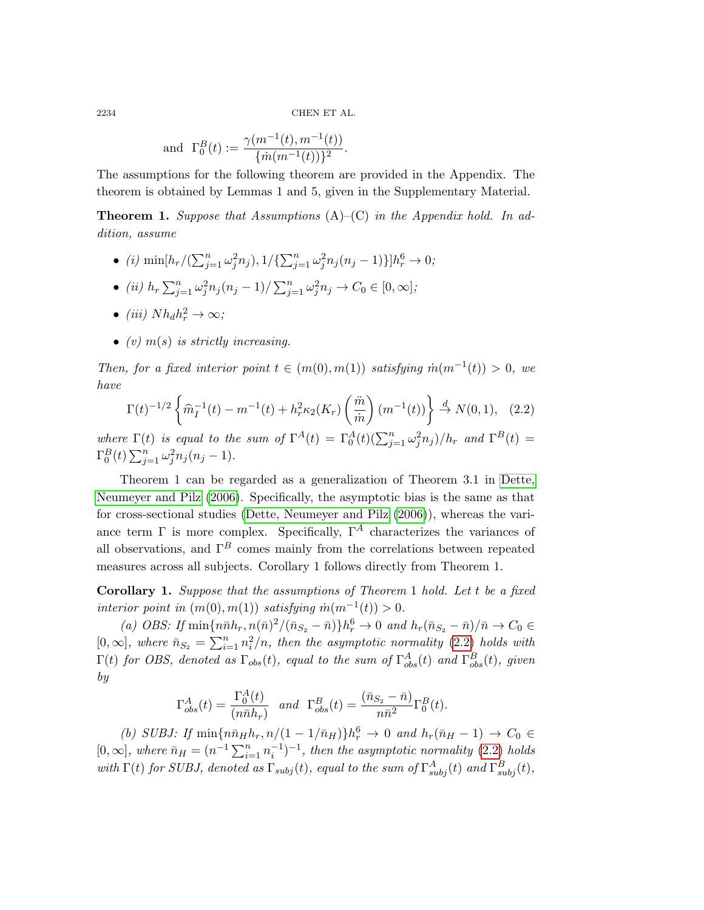$$\text{and } \Gamma_0^B(t) := \frac{\gamma(m^{-1}(t), m^{-1}(t))}{\{\dot{m}(m^{-1}(t))\}^2}.$$

The assumptions for the following theorem are provided in the Appendix. The theorem is obtained by Lemmas 1 and 5, given in the Supplementary Material.

**Theorem 1.** *Suppose that Assumptions* (A)–(C) *in the Appendix hold. In addition, assume*

- *(i)* $\min[h_r/(\sum_{j=1}^n \omega_j^2 n_j), 1/\{\sum_{j=1}^n \omega_j^2 n_j(n_j-1)\}]h_r^6 \to 0$*;*
- *(ii)* $h_r \sum_{j=1}^n \omega_j^2 n_j(n_j-1)/\sum_{j=1}^n \omega_j^2 n_j \to C_0 \in [0,\infty]$*;*
- *(iii)* $N h_d h_r^2 \to \infty$*;*
- *(v)* $m(s)$ *is strictly increasing.*

*Then, for a fixed interior point* $t \in (m(0), m(1))$ *satisfying* $\dot{m}(m^{-1}(t)) > 0$*, we have*

$$\Gamma(t)^{-1/2}\left\{\widehat{m}_I^{-1}(t) - m^{-1}(t) + h_r^2\kappa_2(K_r)\left(\frac{\ddot{m}}{\dot{m}}\right)(m^{-1}(t))\right\} \xrightarrow{d} N(0,1), \quad (2.2)$$

*where* $\Gamma(t)$ *is equal to the sum of* $\Gamma^A(t) = \Gamma_0^A(t)(\sum_{j=1}^n \omega_j^2 n_j)/h_r$ *and* $\Gamma^B(t) = \Gamma_0^B(t)\sum_{j=1}^n \omega_j^2 n_j(n_j-1)$.

Theorem 1 can be regarded as a generalization of Theorem 3.1 in Dette, Neumeyer and Pilz (2006). Specifically, the asymptotic bias is the same as that for cross-sectional studies (Dette, Neumeyer and Pilz (2006)), whereas the variance term $\Gamma$ is more complex. Specifically, $\Gamma^A$ characterizes the variances of all observations, and $\Gamma^B$ comes mainly from the correlations between repeated measures across all subjects. Corollary 1 follows directly from Theorem 1.

**Corollary 1.** *Suppose that the assumptions of Theorem* 1 *hold. Let* $t$ *be a fixed interior point in* $(m(0), m(1))$ *satisfying* $\dot{m}(m^{-1}(t)) > 0$.

*(a) OBS: If* $\min\{n\bar{n}h_r, n(\bar{n})^2/(\bar{n}_{S_2}-\bar{n})\}h_r^6 \to 0$ *and* $h_r(\bar{n}_{S_2}-\bar{n})/\bar{n} \to C_0 \in [0,\infty]$*, where* $\bar{n}_{S_2} = \sum_{i=1}^n n_i^2/n$*, then the asymptotic normality* (2.2) *holds with* $\Gamma(t)$ *for OBS, denoted as* $\Gamma_{obs}(t)$*, equal to the sum of* $\Gamma_{obs}^A(t)$ *and* $\Gamma_{obs}^B(t)$*, given by*

$$\Gamma_{obs}^A(t) = \frac{\Gamma_0^A(t)}{(n\bar{n}h_r)} \quad \text{and} \quad \Gamma_{obs}^B(t) = \frac{(\bar{n}_{S_2}-\bar{n})}{n\bar{n}^2}\Gamma_0^B(t).$$

*(b) SUBJ: If* $\min\{n\bar{n}_H h_r, n/(1-1/\bar{n}_H)\}h_r^6 \to 0$ *and* $h_r(\bar{n}_H - 1) \to C_0 \in [0,\infty]$*, where* $\bar{n}_H = (n^{-1}\sum_{i=1}^n n_i^{-1})^{-1}$*, then the asymptotic normality* (2.2) *holds with* $\Gamma(t)$ *for SUBJ, denoted as* $\Gamma_{subj}(t)$*, equal to the sum of* $\Gamma_{subj}^A(t)$ *and* $\Gamma_{subj}^B(t)$*,*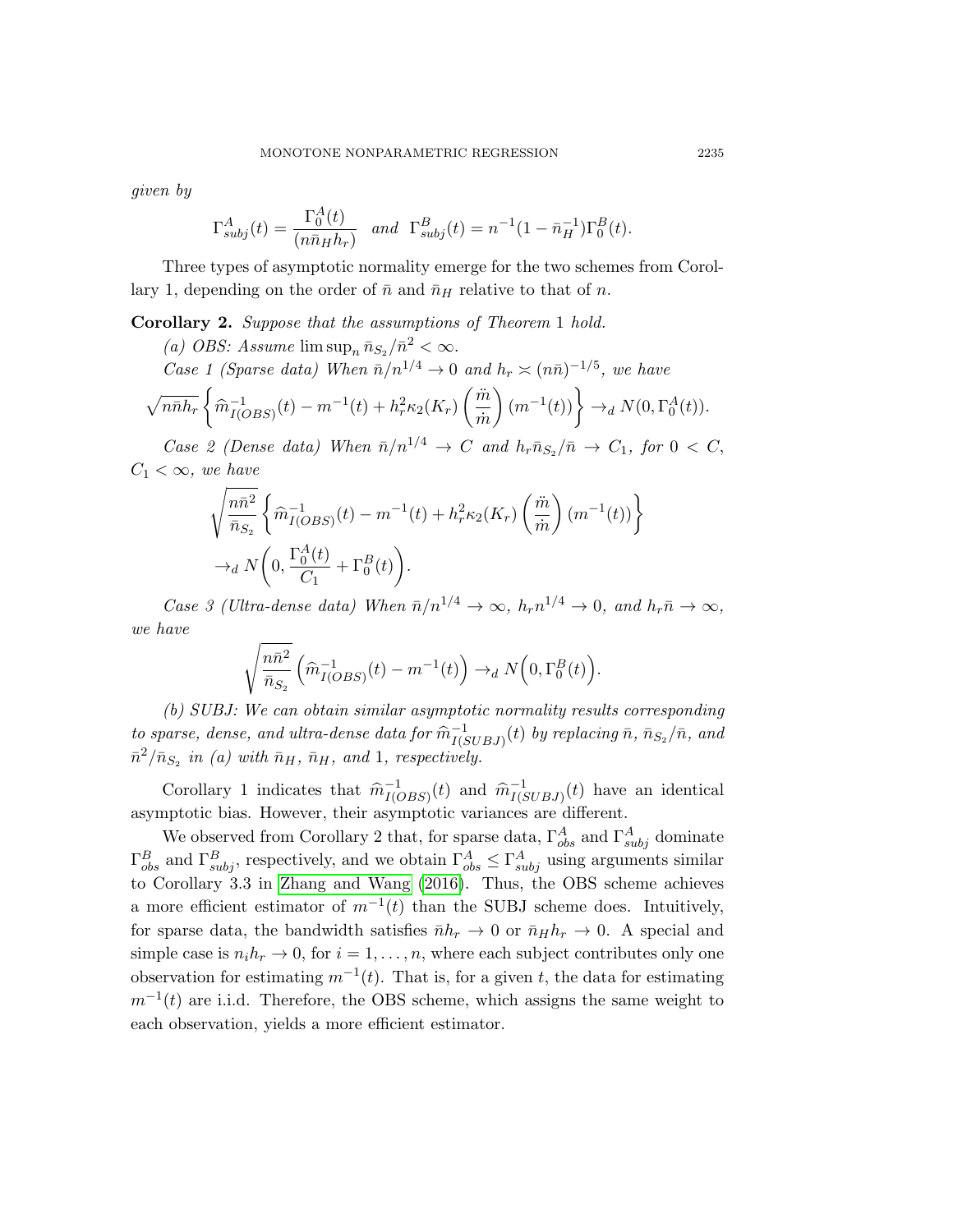*given by*

$$\Gamma_{subj}^A(t) = \frac{\Gamma_0^A(t)}{(n\bar{n}_H h_r)} \quad \text{and} \quad \Gamma_{subj}^B(t) = n^{-1}(1 - \bar{n}_H^{-1})\Gamma_0^B(t).$$

Three types of asymptotic normality emerge for the two schemes from Corollary 1, depending on the order of $\bar{n}$ and $\bar{n}_H$ relative to that of $n$.

**Corollary 2.** *Suppose that the assumptions of Theorem 1 hold.*

*(a) OBS: Assume* $\limsup_n \bar{n}_{S_2}/\bar{n}^2 < \infty$.

*Case 1 (Sparse data) When* $\bar{n}/n^{1/4} \to 0$ *and* $h_r \asymp (n\bar{n})^{-1/5}$*, we have*

$$\sqrt{n\bar{n}h_r}\left\{\widehat{m}_{I(OBS)}^{-1}(t) - m^{-1}(t) + h_r^2\kappa_2(K_r)\left(\frac{\ddot{m}}{\dot{m}}\right)(m^{-1}(t))\right\} \to_d N(0, \Gamma_0^A(t)).$$

*Case 2 (Dense data) When* $\bar{n}/n^{1/4} \to C$ *and* $h_r\bar{n}_{S_2}/\bar{n} \to C_1$*, for* $0 < C$*,* $C_1 < \infty$*, we have*

$$\sqrt{\frac{n\bar{n}^2}{\bar{n}_{S_2}}}\left\{\widehat{m}_{I(OBS)}^{-1}(t) - m^{-1}(t) + h_r^2\kappa_2(K_r)\left(\frac{\ddot{m}}{\dot{m}}\right)(m^{-1}(t))\right\}$$
$$\to_d N\left(0, \frac{\Gamma_0^A(t)}{C_1} + \Gamma_0^B(t)\right).$$

*Case 3 (Ultra-dense data) When* $\bar{n}/n^{1/4} \to \infty$*,* $h_r n^{1/4} \to 0$*, and* $h_r\bar{n} \to \infty$*, we have*

$$\sqrt{\frac{n\bar{n}^2}{\bar{n}_{S_2}}}\left(\widehat{m}_{I(OBS)}^{-1}(t) - m^{-1}(t)\right) \to_d N\left(0, \Gamma_0^B(t)\right).$$

*(b) SUBJ: We can obtain similar asymptotic normality results corresponding to sparse, dense, and ultra-dense data for* $\widehat{m}_{I(SUBJ)}^{-1}(t)$ *by replacing* $\bar{n}$*,* $\bar{n}_{S_2}/\bar{n}$*, and* $\bar{n}^2/\bar{n}_{S_2}$ *in (a) with* $\bar{n}_H$*,* $\bar{n}_H$*, and* 1*, respectively.*

Corollary 1 indicates that $\widehat{m}_{I(OBS)}^{-1}(t)$ and $\widehat{m}_{I(SUBJ)}^{-1}(t)$ have an identical asymptotic bias. However, their asymptotic variances are different.

We observed from Corollary 2 that, for sparse data, $\Gamma_{obs}^A$ and $\Gamma_{subj}^A$ dominate $\Gamma_{obs}^B$ and $\Gamma_{subj}^B$, respectively, and we obtain $\Gamma_{obs}^A \le \Gamma_{subj}^A$ using arguments similar to Corollary 3.3 in Zhang and Wang (2016). Thus, the OBS scheme achieves a more efficient estimator of $m^{-1}(t)$ than the SUBJ scheme does. Intuitively, for sparse data, the bandwidth satisfies $\bar{n}h_r \to 0$ or $\bar{n}_H h_r \to 0$. A special and simple case is $n_i h_r \to 0$, for $i = 1, \ldots, n$, where each subject contributes only one observation for estimating $m^{-1}(t)$. That is, for a given $t$, the data for estimating $m^{-1}(t)$ are i.i.d. Therefore, the OBS scheme, which assigns the same weight to each observation, yields a more efficient estimator.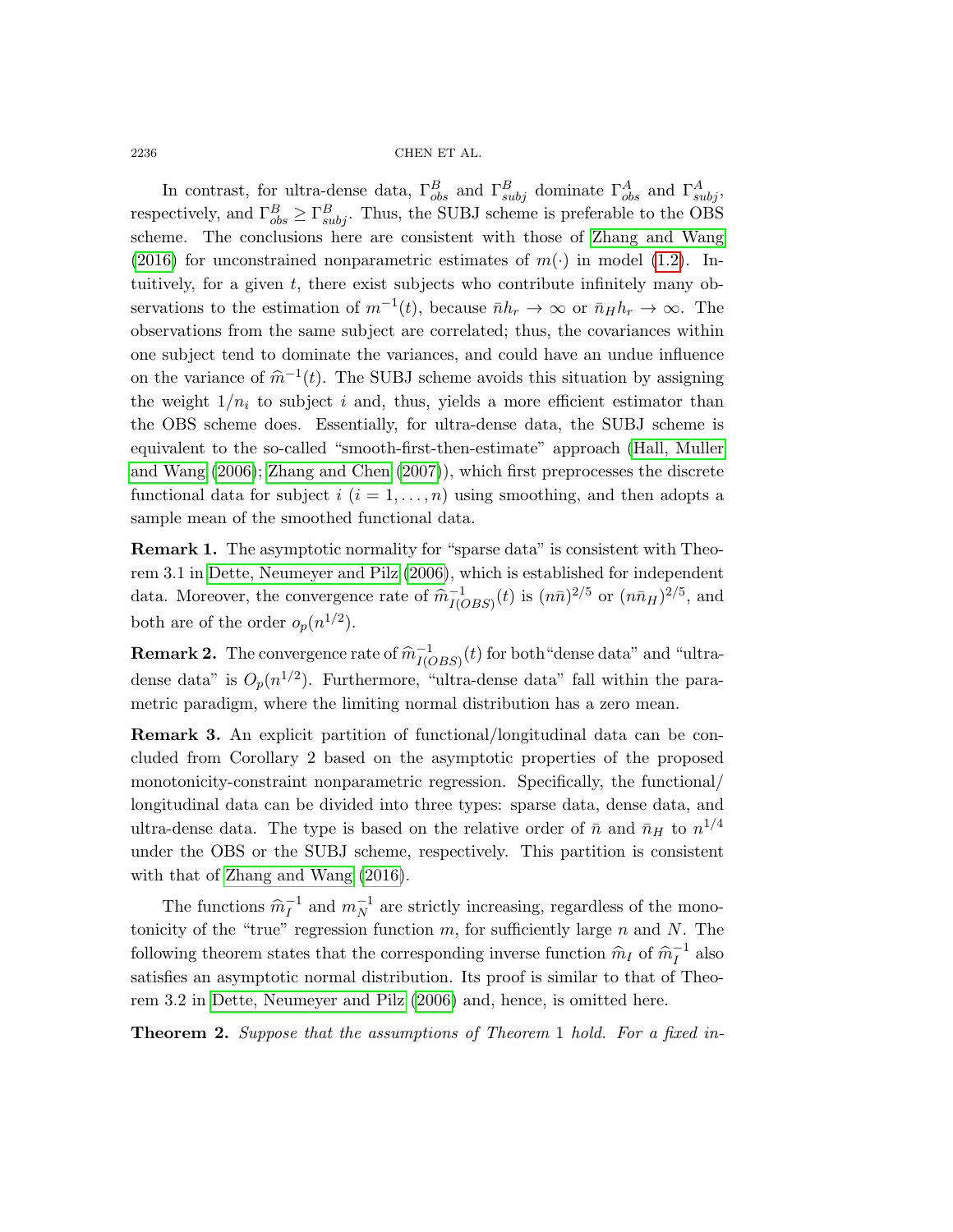In contrast, for ultra-dense data, $\Gamma^B_{obs}$ and $\Gamma^B_{subj}$ dominate $\Gamma^A_{obs}$ and $\Gamma^A_{subj}$, respectively, and $\Gamma^B_{obs} \geq \Gamma^B_{subj}$. Thus, the SUBJ scheme is preferable to the OBS scheme. The conclusions here are consistent with those of Zhang and Wang (2016) for unconstrained nonparametric estimates of $m(\cdot)$ in model (1.2). Intuitively, for a given $t$, there exist subjects who contribute infinitely many observations to the estimation of $m^{-1}(t)$, because $\bar{n}h_r \to \infty$ or $\bar{n}_H h_r \to \infty$. The observations from the same subject are correlated; thus, the covariances within one subject tend to dominate the variances, and could have an undue influence on the variance of $\widehat{m}^{-1}(t)$. The SUBJ scheme avoids this situation by assigning the weight $1/n_i$ to subject $i$ and, thus, yields a more efficient estimator than the OBS scheme does. Essentially, for ultra-dense data, the SUBJ scheme is equivalent to the so-called "smooth-first-then-estimate" approach (Hall, Muller and Wang (2006); Zhang and Chen (2007)), which first preprocesses the discrete functional data for subject $i$ ($i = 1, \ldots, n$) using smoothing, and then adopts a sample mean of the smoothed functional data.

**Remark 1.** The asymptotic normality for "sparse data" is consistent with Theorem 3.1 in Dette, Neumeyer and Pilz (2006), which is established for independent data. Moreover, the convergence rate of $\widehat{m}^{-1}_{I(OBS)}(t)$ is $(n\bar{n})^{2/5}$ or $(n\bar{n}_H)^{2/5}$, and both are of the order $o_p(n^{1/2})$.

**Remark 2.** The convergence rate of $\widehat{m}^{-1}_{I(OBS)}(t)$ for both"dense data" and "ultra-dense data" is $O_p(n^{1/2})$. Furthermore, "ultra-dense data" fall within the parametric paradigm, where the limiting normal distribution has a zero mean.

**Remark 3.** An explicit partition of functional/longitudinal data can be concluded from Corollary 2 based on the asymptotic properties of the proposed monotonicity-constraint nonparametric regression. Specifically, the functional/longitudinal data can be divided into three types: sparse data, dense data, and ultra-dense data. The type is based on the relative order of $\bar{n}$ and $\bar{n}_H$ to $n^{1/4}$ under the OBS or the SUBJ scheme, respectively. This partition is consistent with that of Zhang and Wang (2016).

The functions $\widehat{m}^{-1}_I$ and $m^{-1}_N$ are strictly increasing, regardless of the monotonicity of the "true" regression function $m$, for sufficiently large $n$ and $N$. The following theorem states that the corresponding inverse function $\widehat{m}_I$ of $\widehat{m}^{-1}_I$ also satisfies an asymptotic normal distribution. Its proof is similar to that of Theorem 3.2 in Dette, Neumeyer and Pilz (2006) and, hence, is omitted here.

**Theorem 2.** *Suppose that the assumptions of Theorem* 1 *hold. For a fixed in-*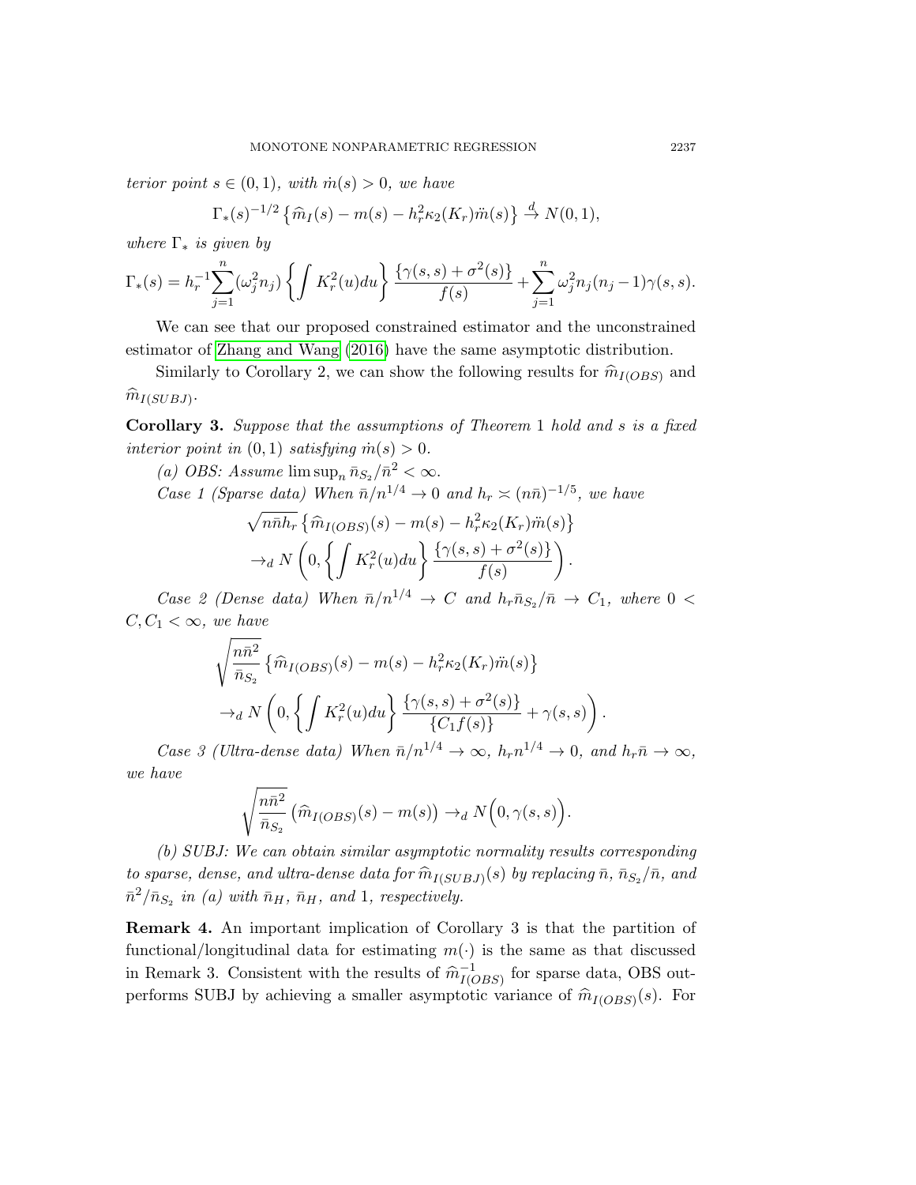*terior point $s \in (0,1)$, with $\dot{m}(s) > 0$, we have*

$$\Gamma_*(s)^{-1/2}\left\{\widehat{m}_I(s) - m(s) - h_r^2\kappa_2(K_r)\ddot{m}(s)\right\} \xrightarrow{d} N(0,1),$$

*where $\Gamma_*$ is given by*

$$\Gamma_*(s) = h_r^{-1}\sum_{j=1}^{n}(\omega_j^2 n_j)\left\{\int K_r^2(u)du\right\}\frac{\{\gamma(s,s)+\sigma^2(s)\}}{f(s)} + \sum_{j=1}^{n}\omega_j^2 n_j(n_j-1)\gamma(s,s).$$

We can see that our proposed constrained estimator and the unconstrained estimator of Zhang and Wang (2016) have the same asymptotic distribution.

Similarly to Corollary 2, we can show the following results for $\widehat{m}_{I(OBS)}$ and $\widehat{m}_{I(SUBJ)}$.

**Corollary 3.** *Suppose that the assumptions of Theorem 1 hold and $s$ is a fixed interior point in $(0,1)$ satisfying $\dot{m}(s) > 0$.*

*(a) OBS: Assume $\limsup_n \bar{n}_{S_2}/\bar{n}^2 < \infty$.*

*Case 1 (Sparse data) When $\bar{n}/n^{1/4} \to 0$ and $h_r \asymp (n\bar{n})^{-1/5}$, we have*

$$\begin{aligned}&\sqrt{n\bar{n}h_r}\left\{\widehat{m}_{I(OBS)}(s) - m(s) - h_r^2\kappa_2(K_r)\ddot{m}(s)\right\}\\ &\quad\to_d N\left(0, \left\{\int K_r^2(u)du\right\}\frac{\{\gamma(s,s)+\sigma^2(s)\}}{f(s)}\right).\end{aligned}$$

*Case 2 (Dense data) When $\bar{n}/n^{1/4} \to C$ and $h_r\bar{n}_{S_2}/\bar{n} \to C_1$, where $0 < C, C_1 < \infty$, we have*

$$\begin{aligned}&\sqrt{\frac{n\bar{n}^2}{\bar{n}_{S_2}}}\left\{\widehat{m}_{I(OBS)}(s) - m(s) - h_r^2\kappa_2(K_r)\ddot{m}(s)\right\}\\ &\quad\to_d N\left(0, \left\{\int K_r^2(u)du\right\}\frac{\{\gamma(s,s)+\sigma^2(s)\}}{\{C_1 f(s)\}} + \gamma(s,s)\right).\end{aligned}$$

*Case 3 (Ultra-dense data) When $\bar{n}/n^{1/4} \to \infty$, $h_r n^{1/4} \to 0$, and $h_r\bar{n} \to \infty$, we have*

$$\sqrt{\frac{n\bar{n}^2}{\bar{n}_{S_2}}}\left(\widehat{m}_{I(OBS)}(s) - m(s)\right) \to_d N\Big(0, \gamma(s,s)\Big).$$

*(b) SUBJ: We can obtain similar asymptotic normality results corresponding to sparse, dense, and ultra-dense data for $\widehat{m}_{I(SUBJ)}(s)$ by replacing $\bar{n}$, $\bar{n}_{S_2}/\bar{n}$, and $\bar{n}^2/\bar{n}_{S_2}$ in (a) with $\bar{n}_H$, $\bar{n}_H$, and 1, respectively.*

**Remark 4.** An important implication of Corollary 3 is that the partition of functional/longitudinal data for estimating $m(\cdot)$ is the same as that discussed in Remark 3. Consistent with the results of $\widehat{m}_{I(OBS)}^{-1}$ for sparse data, OBS outperforms SUBJ by achieving a smaller asymptotic variance of $\widehat{m}_{I(OBS)}(s)$. For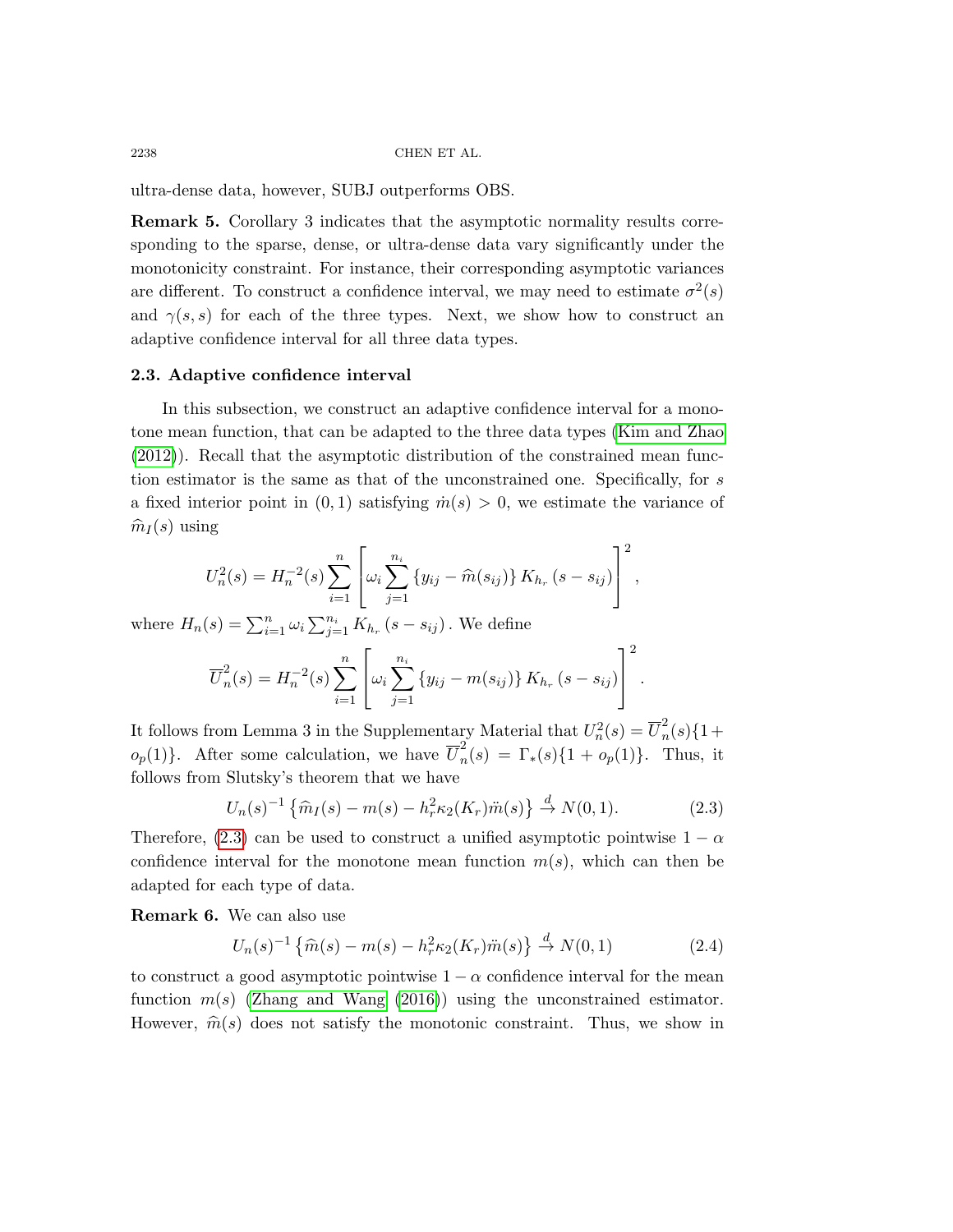ultra-dense data, however, SUBJ outperforms OBS.

**Remark 5.** Corollary 3 indicates that the asymptotic normality results corresponding to the sparse, dense, or ultra-dense data vary significantly under the monotonicity constraint. For instance, their corresponding asymptotic variances are different. To construct a confidence interval, we may need to estimate $\sigma^2(s)$ and $\gamma(s,s)$ for each of the three types. Next, we show how to construct an adaptive confidence interval for all three data types.

### 2.3. Adaptive confidence interval

In this subsection, we construct an adaptive confidence interval for a monotone mean function, that can be adapted to the three data types (Kim and Zhao (2012)). Recall that the asymptotic distribution of the constrained mean function estimator is the same as that of the unconstrained one. Specifically, for $s$ a fixed interior point in $(0,1)$ satisfying $\dot{m}(s) > 0$, we estimate the variance of $\widehat{m}_I(s)$ using

$$U_n^2(s) = H_n^{-2}(s) \sum_{i=1}^{n} \left[ \omega_i \sum_{j=1}^{n_i} \{y_{ij} - \widehat{m}(s_{ij})\} K_{h_r}(s - s_{ij}) \right]^2,$$

where $H_n(s) = \sum_{i=1}^{n} \omega_i \sum_{j=1}^{n_i} K_{h_r}(s - s_{ij})$. We define

$$\overline{U}_n^2(s) = H_n^{-2}(s) \sum_{i=1}^{n} \left[ \omega_i \sum_{j=1}^{n_i} \{y_{ij} - m(s_{ij})\} K_{h_r}(s - s_{ij}) \right]^2.$$

It follows from Lemma 3 in the Supplementary Material that $U_n^2(s) = \overline{U}_n^2(s)\{1 + o_p(1)\}$. After some calculation, we have $\overline{U}_n^2(s) = \Gamma_*(s)\{1 + o_p(1)\}$. Thus, it follows from Slutsky's theorem that we have

$$U_n(s)^{-1} \left\{ \widehat{m}_I(s) - m(s) - h_r^2 \kappa_2(K_r) \ddot{m}(s) \right\} \xrightarrow{d} N(0,1). \tag{2.3}$$

Therefore, (2.3) can be used to construct a unified asymptotic pointwise $1-\alpha$ confidence interval for the monotone mean function $m(s)$, which can then be adapted for each type of data.

**Remark 6.** We can also use

$$U_n(s)^{-1} \left\{ \widehat{m}(s) - m(s) - h_r^2 \kappa_2(K_r) \ddot{m}(s) \right\} \xrightarrow{d} N(0,1) \tag{2.4}$$

to construct a good asymptotic pointwise $1-\alpha$ confidence interval for the mean function $m(s)$ (Zhang and Wang (2016)) using the unconstrained estimator. However, $\widehat{m}(s)$ does not satisfy the monotonic constraint. Thus, we show in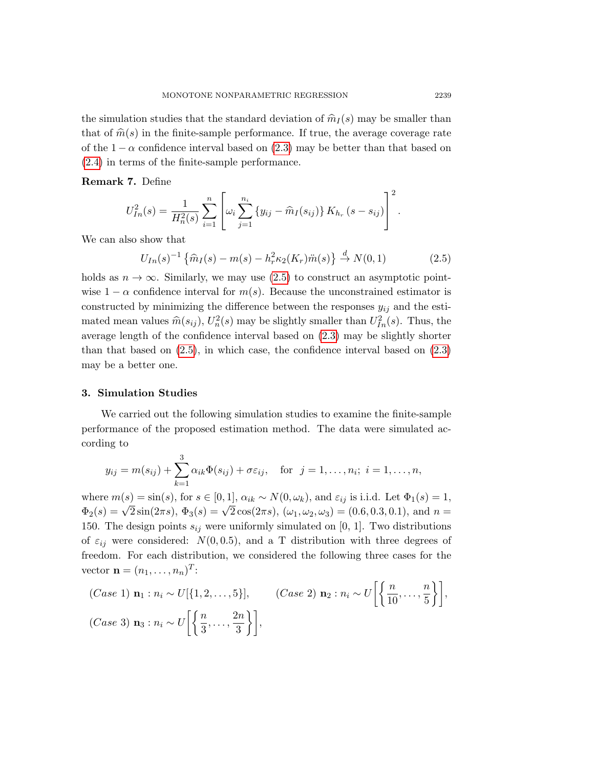the simulation studies that the standard deviation of $\widehat{m}_I(s)$ may be smaller than that of $\widehat{m}(s)$ in the finite-sample performance. If true, the average coverage rate of the $1-\alpha$ confidence interval based on (2.3) may be better than that based on (2.4) in terms of the finite-sample performance.

**Remark 7.** Define

$$U_{In}^2(s) = \frac{1}{H_n^2(s)} \sum_{i=1}^{n} \left[ \omega_i \sum_{j=1}^{n_i} \{y_{ij} - \widehat{m}_I(s_{ij})\} K_{h_r}(s - s_{ij}) \right]^2.$$

We can also show that

$$U_{In}(s)^{-1} \left\{ \widehat{m}_I(s) - m(s) - h_r^2 \kappa_2(K_r) \ddot{m}(s) \right\} \xrightarrow{d} N(0,1) \tag{2.5}$$

holds as $n \to \infty$. Similarly, we may use (2.5) to construct an asymptotic pointwise $1-\alpha$ confidence interval for $m(s)$. Because the unconstrained estimator is constructed by minimizing the difference between the responses $y_{ij}$ and the estimated mean values $\widehat{m}(s_{ij})$, $U_n^2(s)$ may be slightly smaller than $U_{In}^2(s)$. Thus, the average length of the confidence interval based on (2.3) may be slightly shorter than that based on (2.5), in which case, the confidence interval based on (2.3) may be a better one.

## 3. Simulation Studies

We carried out the following simulation studies to examine the finite-sample performance of the proposed estimation method. The data were simulated according to

$$y_{ij} = m(s_{ij}) + \sum_{k=1}^{3} \alpha_{ik} \Phi(s_{ij}) + \sigma \varepsilon_{ij}, \quad \text{for } \ j = 1, \ldots, n_i; \ i = 1, \ldots, n,$$

where $m(s) = \sin(s)$, for $s \in [0,1]$, $\alpha_{ik} \sim N(0, \omega_k)$, and $\varepsilon_{ij}$ is i.i.d. Let $\Phi_1(s) = 1$, $\Phi_2(s) = \sqrt{2}\sin(2\pi s)$, $\Phi_3(s) = \sqrt{2}\cos(2\pi s)$, $(\omega_1, \omega_2, \omega_3) = (0.6, 0.3, 0.1)$, and $n = 150$. The design points $s_{ij}$ were uniformly simulated on $[0, 1]$. Two distributions of $\varepsilon_{ij}$ were considered: $N(0, 0.5)$, and a T distribution with three degrees of freedom. For each distribution, we considered the following three cases for the vector $\mathbf{n} = (n_1, \ldots, n_n)^T$:

$(Case\ 1)$ $\mathbf{n}_1 : n_i \sim U[\{1, 2, \ldots, 5\}]$, $\qquad$ $(Case\ 2)$ $\mathbf{n}_2 : n_i \sim U\left[\left\{\frac{n}{10}, \ldots, \frac{n}{5}\right\}\right]$,

$(Case\ 3)$ $\mathbf{n}_3 : n_i \sim U\left[\left\{\frac{n}{3}, \ldots, \frac{2n}{3}\right\}\right]$,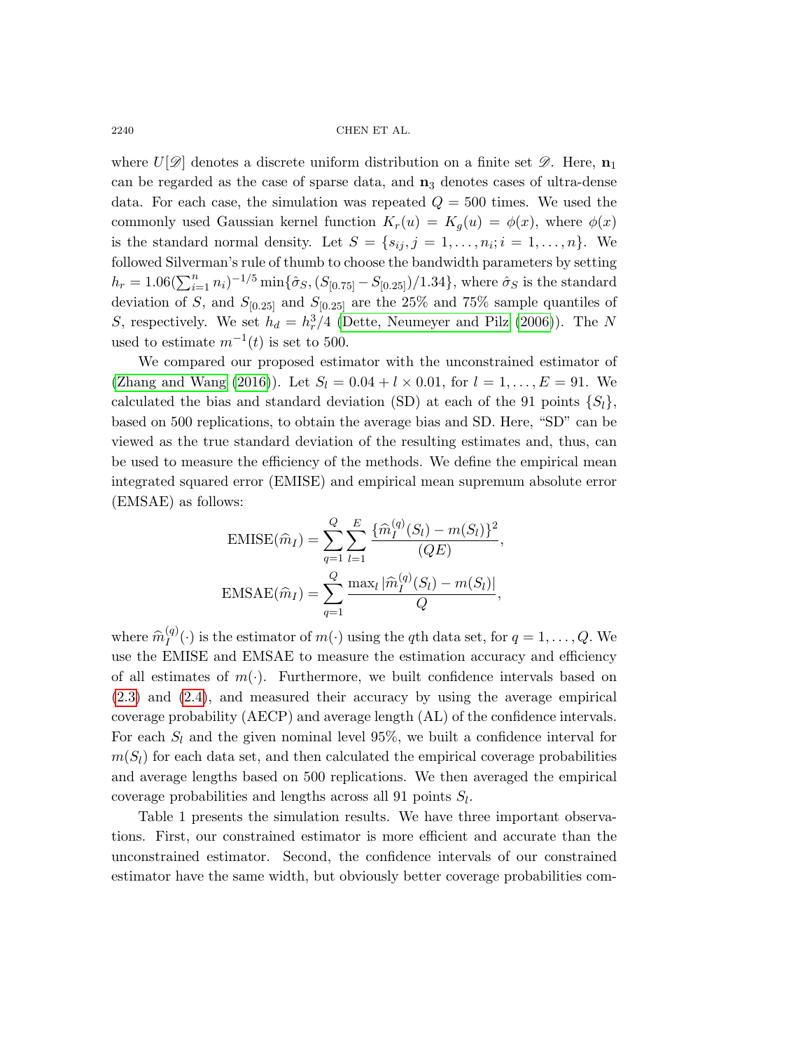where $U[\mathscr{D}]$ denotes a discrete uniform distribution on a finite set $\mathscr{D}$. Here, $\mathbf{n}_1$ can be regarded as the case of sparse data, and $\mathbf{n}_3$ denotes cases of ultra-dense data. For each case, the simulation was repeated $Q = 500$ times. We used the commonly used Gaussian kernel function $K_r(u) = K_g(u) = \phi(x)$, where $\phi(x)$ is the standard normal density. Let $S = \{s_{ij}, j = 1, \ldots, n_i; i = 1, \ldots, n\}$. We followed Silverman's rule of thumb to choose the bandwidth parameters by setting $h_r = 1.06(\sum_{i=1}^{n} n_i)^{-1/5} \min\{\hat{\sigma}_S, (S_{[0.75]} - S_{[0.25]})/1.34\}$, where $\hat{\sigma}_S$ is the standard deviation of $S$, and $S_{[0.25]}$ and $S_{[0.25]}$ are the 25% and 75% sample quantiles of $S$, respectively. We set $h_d = h_r^3/4$ (Dette, Neumeyer and Pilz (2006)). The $N$ used to estimate $m^{-1}(t)$ is set to 500.

We compared our proposed estimator with the unconstrained estimator of (Zhang and Wang (2016)). Let $S_l = 0.04 + l \times 0.01$, for $l = 1, \ldots, E = 91$. We calculated the bias and standard deviation (SD) at each of the 91 points $\{S_l\}$, based on 500 replications, to obtain the average bias and SD. Here, "SD" can be viewed as the true standard deviation of the resulting estimates and, thus, can be used to measure the efficiency of the methods. We define the empirical mean integrated squared error (EMISE) and empirical mean supremum absolute error (EMSAE) as follows:

$$\text{EMISE}(\widehat{m}_I) = \sum_{q=1}^{Q} \sum_{l=1}^{E} \frac{\{\widehat{m}_I^{(q)}(S_l) - m(S_l)\}^2}{(QE)},$$

$$\text{EMSAE}(\widehat{m}_I) = \sum_{q=1}^{Q} \frac{\max_l |\widehat{m}_I^{(q)}(S_l) - m(S_l)|}{Q},$$

where $\widehat{m}_I^{(q)}(\cdot)$ is the estimator of $m(\cdot)$ using the $q$th data set, for $q = 1, \ldots, Q$. We use the EMISE and EMSAE to measure the estimation accuracy and efficiency of all estimates of $m(\cdot)$. Furthermore, we built confidence intervals based on (2.3) and (2.4), and measured their accuracy by using the average empirical coverage probability (AECP) and average length (AL) of the confidence intervals. For each $S_l$ and the given nominal level 95%, we built a confidence interval for $m(S_l)$ for each data set, and then calculated the empirical coverage probabilities and average lengths based on 500 replications. We then averaged the empirical coverage probabilities and lengths across all 91 points $S_l$.

Table 1 presents the simulation results. We have three important observations. First, our constrained estimator is more efficient and accurate than the unconstrained estimator. Second, the confidence intervals of our constrained estimator have the same width, but obviously better coverage probabilities com-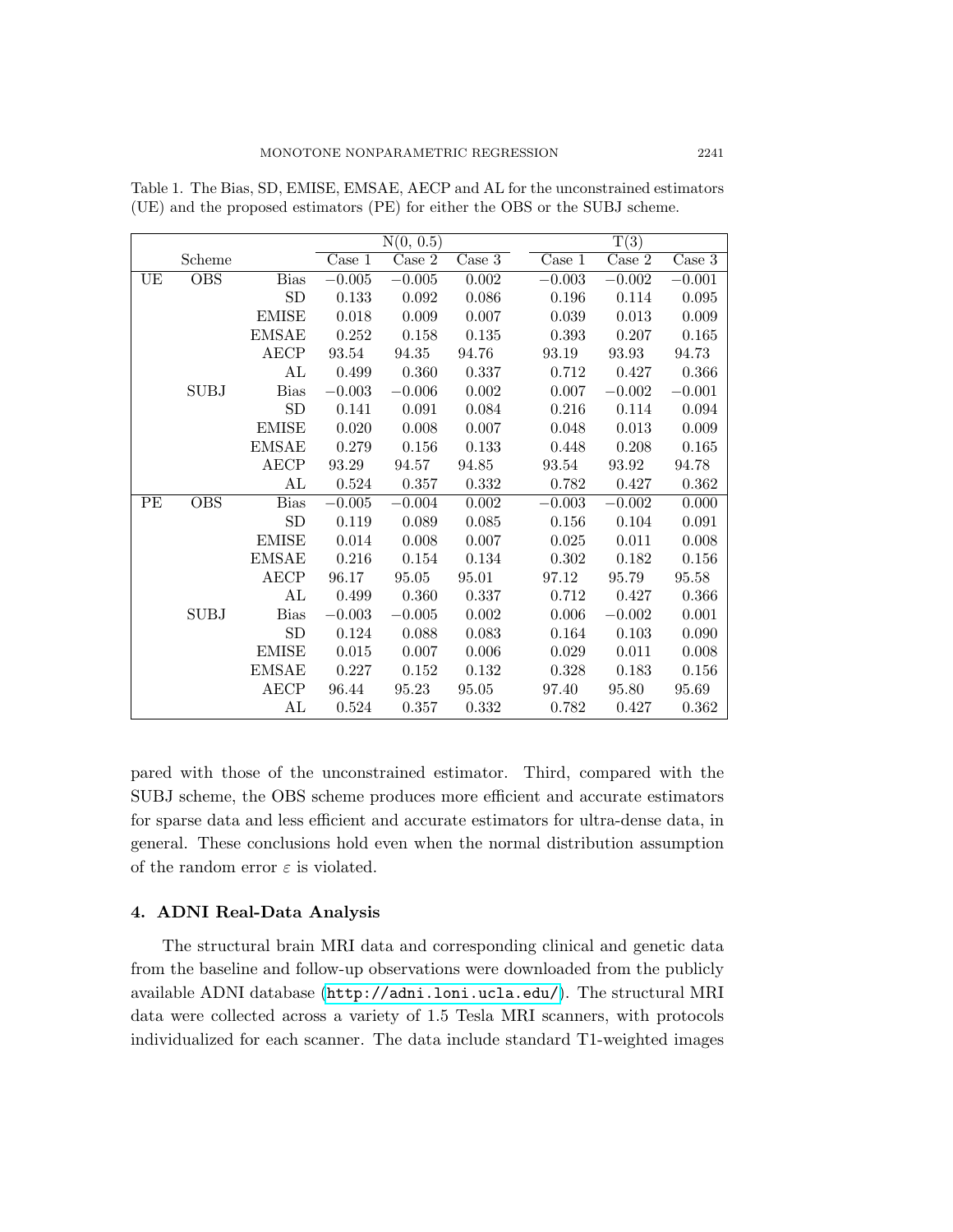Table 1. The Bias, SD, EMISE, EMSAE, AECP and AL for the unconstrained estimators (UE) and the proposed estimators (PE) for either the OBS or the SUBJ scheme.

| | | | N(0, 0.5) | | | T(3) | | |
|---|---|---|---|---|---|---|---|---|
| | Scheme | | Case 1 | Case 2 | Case 3 | Case 1 | Case 2 | Case 3 |
| UE | OBS | Bias | −0.005 | −0.005 | 0.002 | −0.003 | −0.002 | −0.001 |
| | | SD | 0.133 | 0.092 | 0.086 | 0.196 | 0.114 | 0.095 |
| | | EMISE | 0.018 | 0.009 | 0.007 | 0.039 | 0.013 | 0.009 |
| | | EMSAE | 0.252 | 0.158 | 0.135 | 0.393 | 0.207 | 0.165 |
| | | AECP | 93.54 | 94.35 | 94.76 | 93.19 | 93.93 | 94.73 |
| | | AL | 0.499 | 0.360 | 0.337 | 0.712 | 0.427 | 0.366 |
| | SUBJ | Bias | −0.003 | −0.006 | 0.002 | 0.007 | −0.002 | −0.001 |
| | | SD | 0.141 | 0.091 | 0.084 | 0.216 | 0.114 | 0.094 |
| | | EMISE | 0.020 | 0.008 | 0.007 | 0.048 | 0.013 | 0.009 |
| | | EMSAE | 0.279 | 0.156 | 0.133 | 0.448 | 0.208 | 0.165 |
| | | AECP | 93.29 | 94.57 | 94.85 | 93.54 | 93.92 | 94.78 |
| | | AL | 0.524 | 0.357 | 0.332 | 0.782 | 0.427 | 0.362 |
| PE | OBS | Bias | −0.005 | −0.004 | 0.002 | −0.003 | −0.002 | 0.000 |
| | | SD | 0.119 | 0.089 | 0.085 | 0.156 | 0.104 | 0.091 |
| | | EMISE | 0.014 | 0.008 | 0.007 | 0.025 | 0.011 | 0.008 |
| | | EMSAE | 0.216 | 0.154 | 0.134 | 0.302 | 0.182 | 0.156 |
| | | AECP | 96.17 | 95.05 | 95.01 | 97.12 | 95.79 | 95.58 |
| | | AL | 0.499 | 0.360 | 0.337 | 0.712 | 0.427 | 0.366 |
| | SUBJ | Bias | −0.003 | −0.005 | 0.002 | 0.006 | −0.002 | 0.001 |
| | | SD | 0.124 | 0.088 | 0.083 | 0.164 | 0.103 | 0.090 |
| | | EMISE | 0.015 | 0.007 | 0.006 | 0.029 | 0.011 | 0.008 |
| | | EMSAE | 0.227 | 0.152 | 0.132 | 0.328 | 0.183 | 0.156 |
| | | AECP | 96.44 | 95.23 | 95.05 | 97.40 | 95.80 | 95.69 |
| | | AL | 0.524 | 0.357 | 0.332 | 0.782 | 0.427 | 0.362 |

pared with those of the unconstrained estimator. Third, compared with the SUBJ scheme, the OBS scheme produces more efficient and accurate estimators for sparse data and less efficient and accurate estimators for ultra-dense data, in general. These conclusions hold even when the normal distribution assumption of the random error $\varepsilon$ is violated.

## 4. ADNI Real-Data Analysis

The structural brain MRI data and corresponding clinical and genetic data from the baseline and follow-up observations were downloaded from the publicly available ADNI database (http://adni.loni.ucla.edu/). The structural MRI data were collected across a variety of 1.5 Tesla MRI scanners, with protocols individualized for each scanner. The data include standard T1-weighted images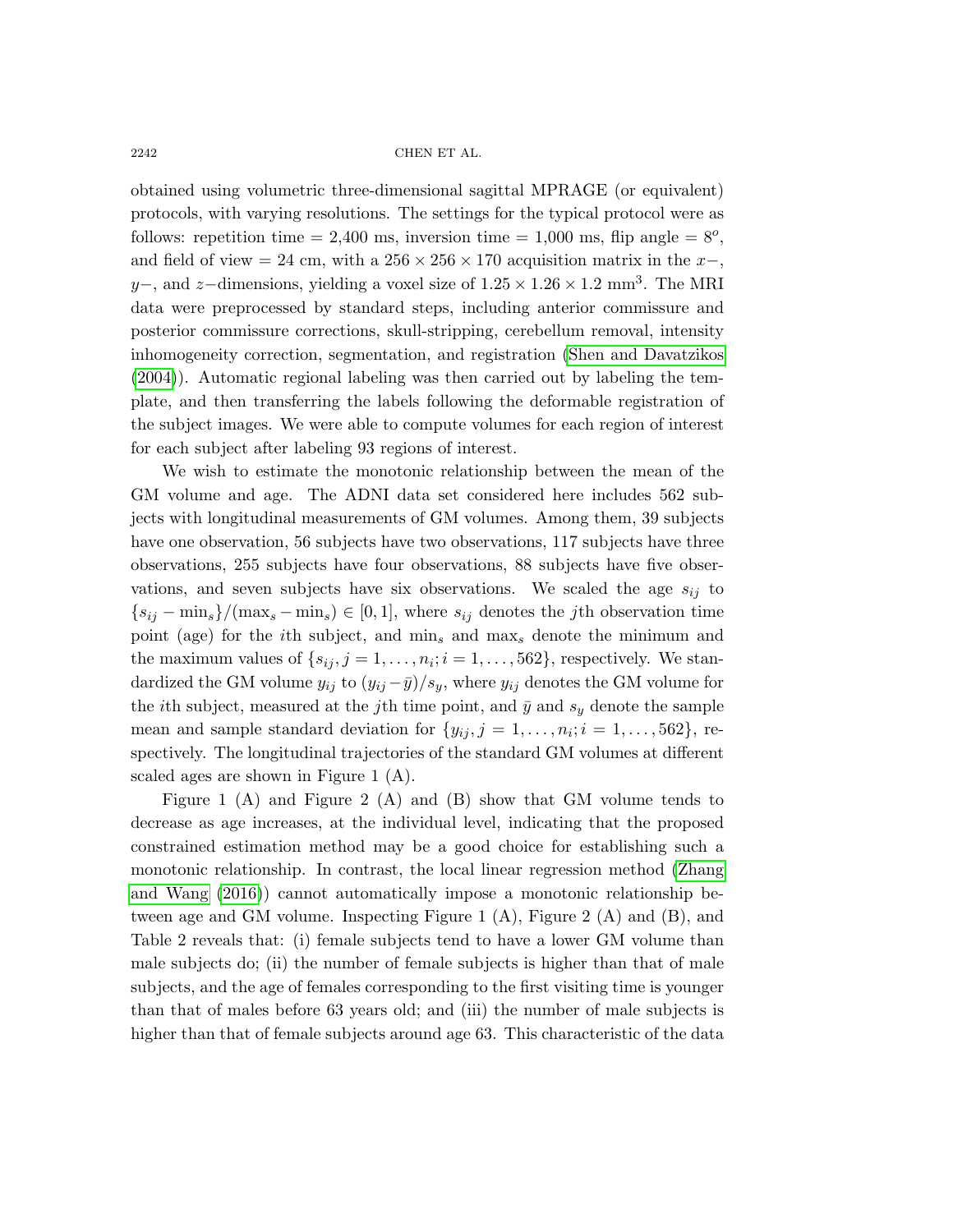obtained using volumetric three-dimensional sagittal MPRAGE (or equivalent) protocols, with varying resolutions. The settings for the typical protocol were as follows: repetition time = 2,400 ms, inversion time = 1,000 ms, flip angle = $8^o$, and field of view = 24 cm, with a $256 \times 256 \times 170$ acquisition matrix in the $x-$, $y-$, and $z-$dimensions, yielding a voxel size of $1.25 \times 1.26 \times 1.2$ mm$^3$. The MRI data were preprocessed by standard steps, including anterior commissure and posterior commissure corrections, skull-stripping, cerebellum removal, intensity inhomogeneity correction, segmentation, and registration (Shen and Davatzikos (2004)). Automatic regional labeling was then carried out by labeling the template, and then transferring the labels following the deformable registration of the subject images. We were able to compute volumes for each region of interest for each subject after labeling 93 regions of interest.

We wish to estimate the monotonic relationship between the mean of the GM volume and age. The ADNI data set considered here includes 562 subjects with longitudinal measurements of GM volumes. Among them, 39 subjects have one observation, 56 subjects have two observations, 117 subjects have three observations, 255 subjects have four observations, 88 subjects have five observations, and seven subjects have six observations. We scaled the age $s_{ij}$ to $\{s_{ij} - \min_s\}/(\max_s - \min_s) \in [0, 1]$, where $s_{ij}$ denotes the $j$th observation time point (age) for the $i$th subject, and $\min_s$ and $\max_s$ denote the minimum and the maximum values of $\{s_{ij}, j = 1, \ldots, n_i; i = 1, \ldots, 562\}$, respectively. We standardized the GM volume $y_{ij}$ to $(y_{ij} - \bar{y})/s_y$, where $y_{ij}$ denotes the GM volume for the $i$th subject, measured at the $j$th time point, and $\bar{y}$ and $s_y$ denote the sample mean and sample standard deviation for $\{y_{ij}, j = 1, \ldots, n_i; i = 1, \ldots, 562\}$, respectively. The longitudinal trajectories of the standard GM volumes at different scaled ages are shown in Figure 1 (A).

Figure 1 (A) and Figure 2 (A) and (B) show that GM volume tends to decrease as age increases, at the individual level, indicating that the proposed constrained estimation method may be a good choice for establishing such a monotonic relationship. In contrast, the local linear regression method (Zhang and Wang (2016)) cannot automatically impose a monotonic relationship between age and GM volume. Inspecting Figure 1 (A), Figure 2 (A) and (B), and Table 2 reveals that: (i) female subjects tend to have a lower GM volume than male subjects do; (ii) the number of female subjects is higher than that of male subjects, and the age of females corresponding to the first visiting time is younger than that of males before 63 years old; and (iii) the number of male subjects is higher than that of female subjects around age 63. This characteristic of the data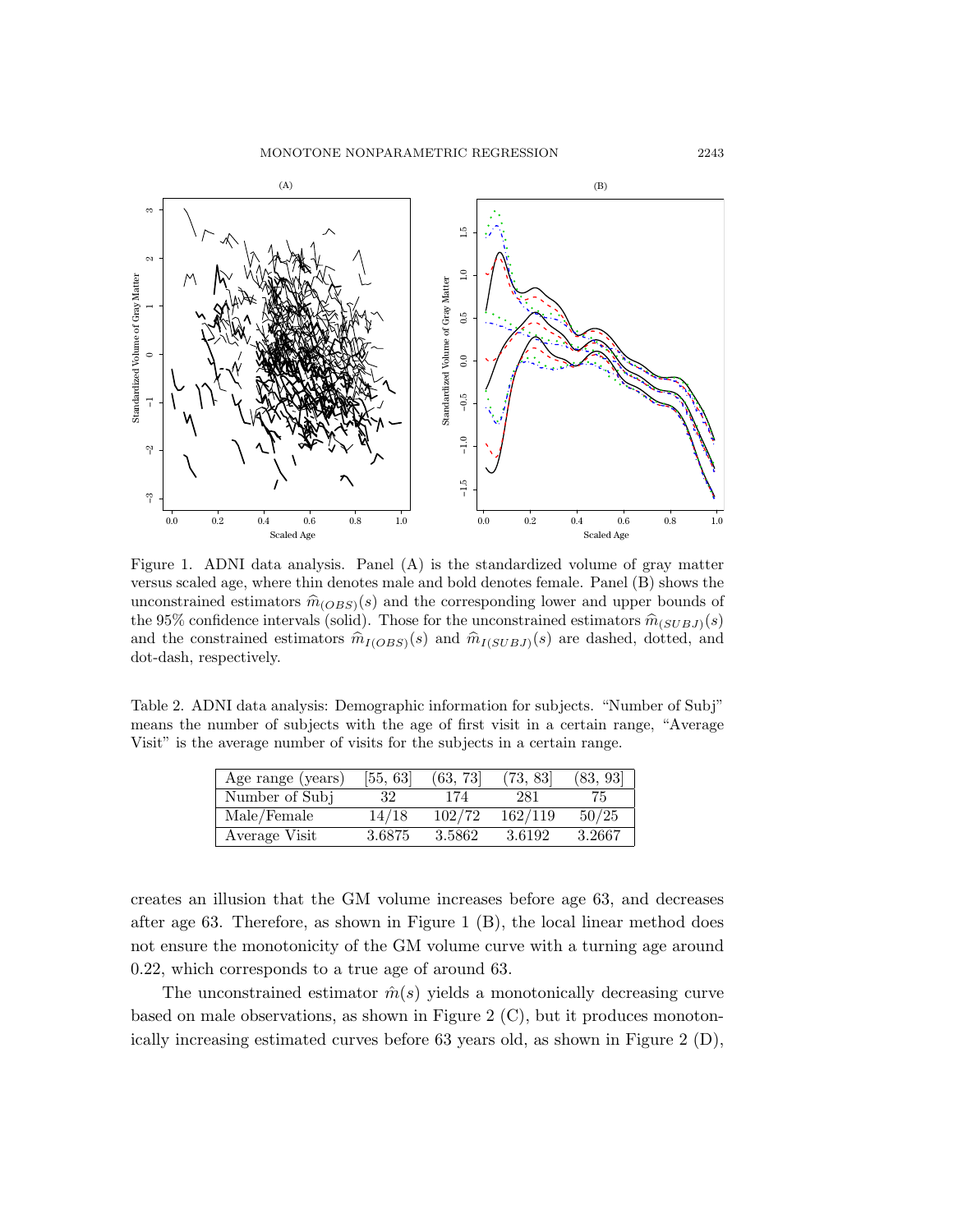Figure 1. ADNI data analysis. Panel (A) is the standardized volume of gray matter versus scaled age, where thin denotes male and bold denotes female. Panel (B) shows the unconstrained estimators $\widehat{m}_{(OBS)}(s)$ and the corresponding lower and upper bounds of the 95% confidence intervals (solid). Those for the unconstrained estimators $\widehat{m}_{(SUBJ)}(s)$ and the constrained estimators $\widehat{m}_{I(OBS)}(s)$ and $\widehat{m}_{I(SUBJ)}(s)$ are dashed, dotted, and dot-dash, respectively.

Table 2. ADNI data analysis: Demographic information for subjects. "Number of Subj" means the number of subjects with the age of first visit in a certain range, "Average Visit" is the average number of visits for the subjects in a certain range.

| Age range (years) | [55, 63] | (63, 73] | (73, 83] | (83, 93] |
|---|---|---|---|---|
| Number of Subj | 32 | 174 | 281 | 75 |
| Male/Female | 14/18 | 102/72 | 162/119 | 50/25 |
| Average Visit | 3.6875 | 3.5862 | 3.6192 | 3.2667 |

creates an illusion that the GM volume increases before age 63, and decreases after age 63. Therefore, as shown in Figure 1 (B), the local linear method does not ensure the monotonicity of the GM volume curve with a turning age around 0.22, which corresponds to a true age of around 63.

The unconstrained estimator $\hat{m}(s)$ yields a monotonically decreasing curve based on male observations, as shown in Figure 2 (C), but it produces monotonically increasing estimated curves before 63 years old, as shown in Figure 2 (D),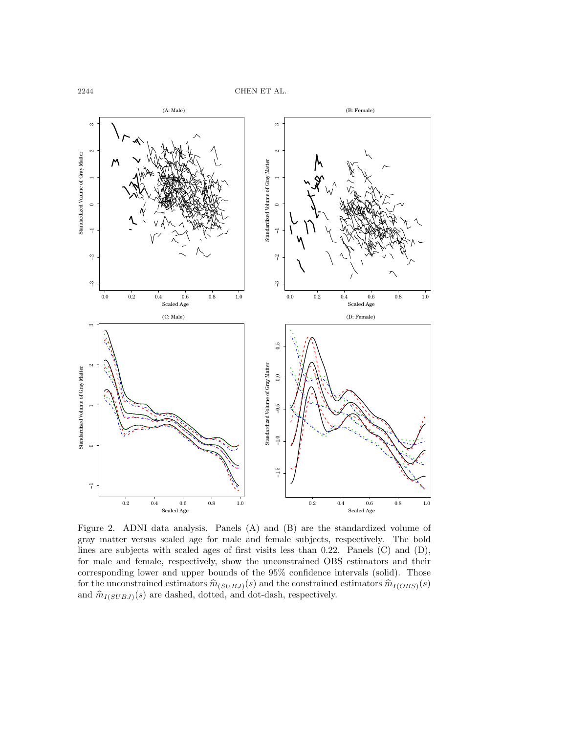Figure 2. ADNI data analysis. Panels (A) and (B) are the standardized volume of gray matter versus scaled age for male and female subjects, respectively. The bold lines are subjects with scaled ages of first visits less than 0.22. Panels (C) and (D), for male and female, respectively, show the unconstrained OBS estimators and their corresponding lower and upper bounds of the 95% confidence intervals (solid). Those for the unconstrained estimators $\widehat{m}_{(SUBJ)}(s)$ and the constrained estimators $\widehat{m}_{I(OBS)}(s)$ and $\widehat{m}_{I(SUBJ)}(s)$ are dashed, dotted, and dot-dash, respectively.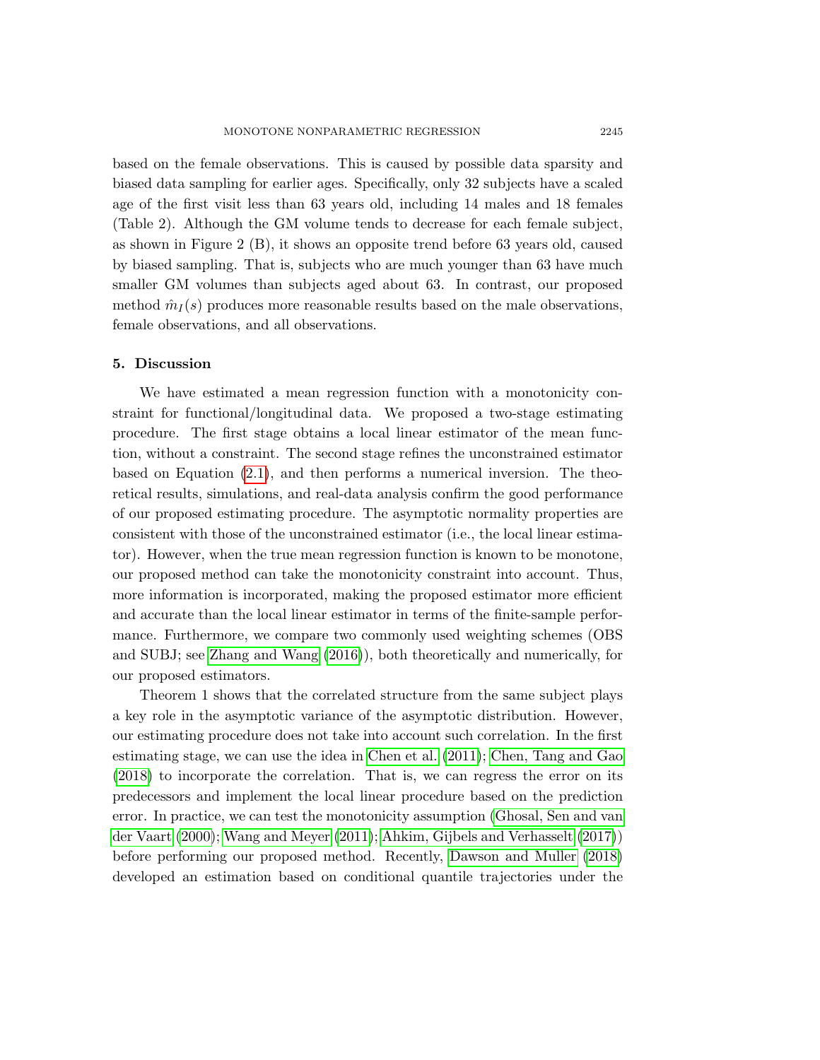based on the female observations. This is caused by possible data sparsity and biased data sampling for earlier ages. Specifically, only 32 subjects have a scaled age of the first visit less than 63 years old, including 14 males and 18 females (Table 2). Although the GM volume tends to decrease for each female subject, as shown in Figure 2 (B), it shows an opposite trend before 63 years old, caused by biased sampling. That is, subjects who are much younger than 63 have much smaller GM volumes than subjects aged about 63. In contrast, our proposed method $\hat{m}_I(s)$ produces more reasonable results based on the male observations, female observations, and all observations.

## 5. Discussion

We have estimated a mean regression function with a monotonicity constraint for functional/longitudinal data. We proposed a two-stage estimating procedure. The first stage obtains a local linear estimator of the mean function, without a constraint. The second stage refines the unconstrained estimator based on Equation (2.1), and then performs a numerical inversion. The theoretical results, simulations, and real-data analysis confirm the good performance of our proposed estimating procedure. The asymptotic normality properties are consistent with those of the unconstrained estimator (i.e., the local linear estimator). However, when the true mean regression function is known to be monotone, our proposed method can take the monotonicity constraint into account. Thus, more information is incorporated, making the proposed estimator more efficient and accurate than the local linear estimator in terms of the finite-sample performance. Furthermore, we compare two commonly used weighting schemes (OBS and SUBJ; see Zhang and Wang (2016)), both theoretically and numerically, for our proposed estimators.

Theorem 1 shows that the correlated structure from the same subject plays a key role in the asymptotic variance of the asymptotic distribution. However, our estimating procedure does not take into account such correlation. In the first estimating stage, we can use the idea in Chen et al. (2011); Chen, Tang and Gao (2018) to incorporate the correlation. That is, we can regress the error on its predecessors and implement the local linear procedure based on the prediction error. In practice, we can test the monotonicity assumption (Ghosal, Sen and van der Vaart (2000); Wang and Meyer (2011); Ahkim, Gijbels and Verhasselt (2017)) before performing our proposed method. Recently, Dawson and Muller (2018) developed an estimation based on conditional quantile trajectories under the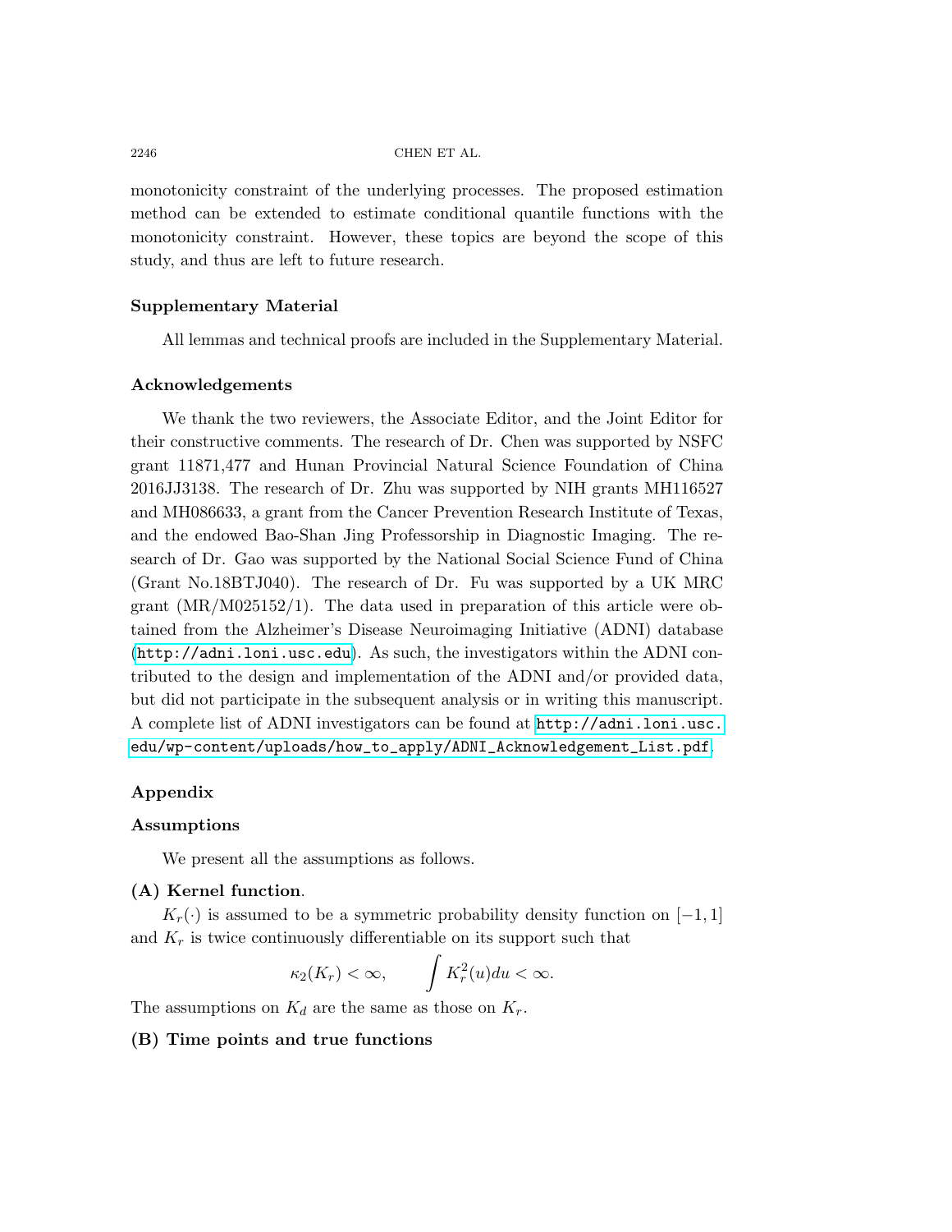monotonicity constraint of the underlying processes. The proposed estimation method can be extended to estimate conditional quantile functions with the monotonicity constraint. However, these topics are beyond the scope of this study, and thus are left to future research.

## Supplementary Material

All lemmas and technical proofs are included in the Supplementary Material.

## Acknowledgements

We thank the two reviewers, the Associate Editor, and the Joint Editor for their constructive comments. The research of Dr. Chen was supported by NSFC grant 11871,477 and Hunan Provincial Natural Science Foundation of China 2016JJ3138. The research of Dr. Zhu was supported by NIH grants MH116527 and MH086633, a grant from the Cancer Prevention Research Institute of Texas, and the endowed Bao-Shan Jing Professorship in Diagnostic Imaging. The research of Dr. Gao was supported by the National Social Science Fund of China (Grant No.18BTJ040). The research of Dr. Fu was supported by a UK MRC grant (MR/M025152/1). The data used in preparation of this article were obtained from the Alzheimer's Disease Neuroimaging Initiative (ADNI) database (http://adni.loni.usc.edu). As such, the investigators within the ADNI contributed to the design and implementation of the ADNI and/or provided data, but did not participate in the subsequent analysis or in writing this manuscript. A complete list of ADNI investigators can be found at http://adni.loni.usc.edu/wp-content/uploads/how_to_apply/ADNI_Acknowledgement_List.pdf.

## Appendix

### Assumptions

We present all the assumptions as follows.

**(A) Kernel function**.

$K_r(\cdot)$ is assumed to be a symmetric probability density function on $[-1, 1]$ and $K_r$ is twice continuously differentiable on its support such that

$$\kappa_2(K_r) < \infty, \qquad \int K_r^2(u)du < \infty.$$

The assumptions on $K_d$ are the same as those on $K_r$.

**(B) Time points and true functions**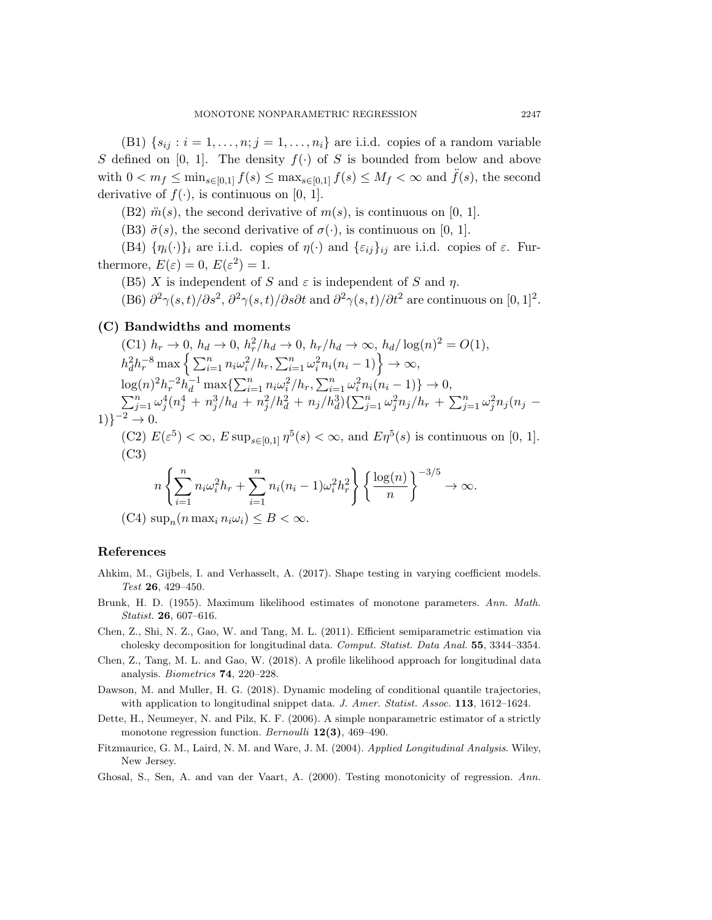(B1) $\{s_{ij} : i = 1, \ldots, n; j = 1, \ldots, n_i\}$ are i.i.d. copies of a random variable $S$ defined on [0, 1]. The density $f(\cdot)$ of $S$ is bounded from below and above with $0 < m_f \leq \min_{s\in[0,1]} f(s) \leq \max_{s\in[0,1]} f(s) \leq M_f < \infty$ and $\ddot{f}(s)$, the second derivative of $f(\cdot)$, is continuous on [0, 1].

(B2) $\ddot{m}(s)$, the second derivative of $m(s)$, is continuous on [0, 1].

(B3) $\ddot{\sigma}(s)$, the second derivative of $\sigma(\cdot)$, is continuous on [0, 1].

(B4) $\{\eta_i(\cdot)\}_i$ are i.i.d. copies of $\eta(\cdot)$ and $\{\varepsilon_{ij}\}_{ij}$ are i.i.d. copies of $\varepsilon$. Furthermore, $E(\varepsilon) = 0$, $E(\varepsilon^2) = 1$.

(B5) $X$ is independent of $S$ and $\varepsilon$ is independent of $S$ and $\eta$.

(B6) $\partial^2\gamma(s,t)/\partial s^2$, $\partial^2\gamma(s,t)/\partial s\partial t$ and $\partial^2\gamma(s,t)/\partial t^2$ are continuous on $[0,1]^2$.

## (C) Bandwidths and moments

(C1) $h_r \to 0$, $h_d \to 0$, $h_r^2/h_d \to 0$, $h_r/h_d \to \infty$, $h_d/\log(n)^2 = O(1)$, $h_d^2 h_r^{-8} \max\left\{\sum_{i=1}^n n_i\omega_i^2/h_r, \sum_{i=1}^n \omega_i^2 n_i(n_i-1)\right\} \to \infty$, $\log(n)^2 h_r^{-2} h_d^{-1} \max\{\sum_{i=1}^n n_i\omega_i^2/h_r, \sum_{i=1}^n \omega_i^2 n_i(n_i-1)\} \to 0$, $\sum_{j=1}^n \omega_j^4(n_j^4 + n_j^3/h_d + n_j^2/h_d^2 + n_j/h_d^3)\{\sum_{j=1}^n \omega_j^2 n_j/h_r + \sum_{j=1}^n \omega_j^2 n_j(n_j - 1)\}^{-2} \to 0$.

(C2) $E(\varepsilon^5) < \infty$, $E\sup_{s\in[0,1]} \eta^5(s) < \infty$, and $E\eta^5(s)$ is continuous on [0, 1].

(C3)

$$n\left\{\sum_{i=1}^n n_i\omega_i^2 h_r + \sum_{i=1}^n n_i(n_i-1)\omega_i^2 h_r^2\right\}\left\{\frac{\log(n)}{n}\right\}^{-3/5} \to \infty.$$

(C4) $\sup_n(n\max_i n_i\omega_i) \leq B < \infty$.

## References

Ahkim, M., Gijbels, I. and Verhasselt, A. (2017). Shape testing in varying coefficient models. *Test* **26**, 429–450.

Brunk, H. D. (1955). Maximum likelihood estimates of monotone parameters. *Ann. Math. Statist.* **26**, 607–616.

Chen, Z., Shi, N. Z., Gao, W. and Tang, M. L. (2011). Efficient semiparametric estimation via cholesky decomposition for longitudinal data. *Comput. Statist. Data Anal.* **55**, 3344–3354.

Chen, Z., Tang, M. L. and Gao, W. (2018). A profile likelihood approach for longitudinal data analysis. *Biometrics* **74**, 220–228.

Dawson, M. and Muller, H. G. (2018). Dynamic modeling of conditional quantile trajectories, with application to longitudinal snippet data. *J. Amer. Statist. Assoc.* **113**, 1612–1624.

Dette, H., Neumeyer, N. and Pilz, K. F. (2006). A simple nonparametric estimator of a strictly monotone regression function. *Bernoulli* **12(3)**, 469–490.

Fitzmaurice, G. M., Laird, N. M. and Ware, J. M. (2004). *Applied Longitudinal Analysis*. Wiley, New Jersey.

Ghosal, S., Sen, A. and van der Vaart, A. (2000). Testing monotonicity of regression. *Ann.*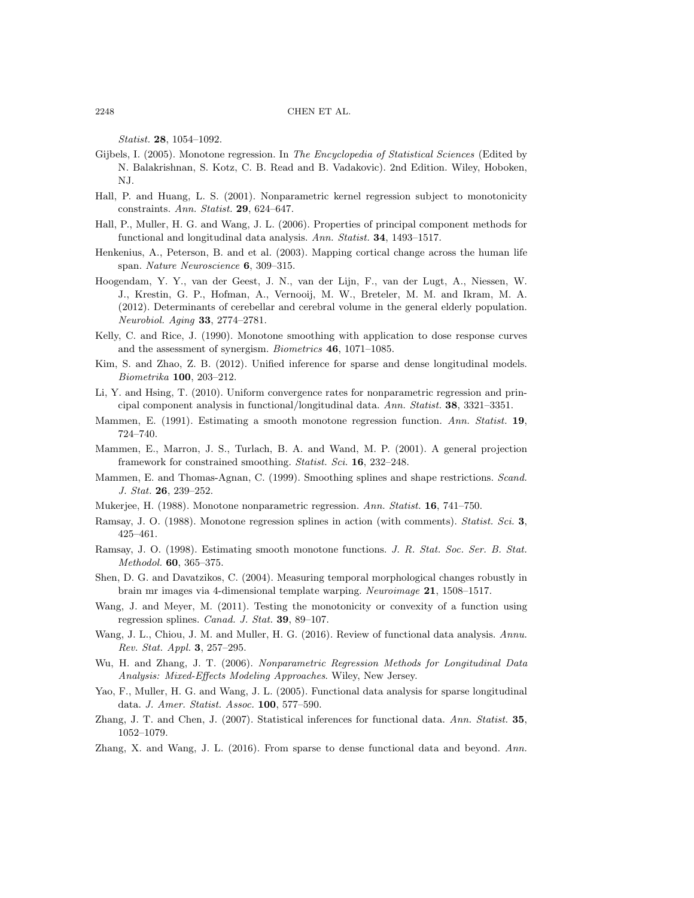*Statist.* **28**, 1054–1092.

Gijbels, I. (2005). Monotone regression. In *The Encyclopedia of Statistical Sciences* (Edited by N. Balakrishnan, S. Kotz, C. B. Read and B. Vadakovic). 2nd Edition. Wiley, Hoboken, NJ.

Hall, P. and Huang, L. S. (2001). Nonparametric kernel regression subject to monotonicity constraints. *Ann. Statist.* **29**, 624–647.

Hall, P., Muller, H. G. and Wang, J. L. (2006). Properties of principal component methods for functional and longitudinal data analysis. *Ann. Statist.* **34**, 1493–1517.

Henkenius, A., Peterson, B. and et al. (2003). Mapping cortical change across the human life span. *Nature Neuroscience* **6**, 309–315.

Hoogendam, Y. Y., van der Geest, J. N., van der Lijn, F., van der Lugt, A., Niessen, W. J., Krestin, G. P., Hofman, A., Vernooij, M. W., Breteler, M. M. and Ikram, M. A. (2012). Determinants of cerebellar and cerebral volume in the general elderly population. *Neurobiol. Aging* **33**, 2774–2781.

Kelly, C. and Rice, J. (1990). Monotone smoothing with application to dose response curves and the assessment of synergism. *Biometrics* **46**, 1071–1085.

Kim, S. and Zhao, Z. B. (2012). Unified inference for sparse and dense longitudinal models. *Biometrika* **100**, 203–212.

Li, Y. and Hsing, T. (2010). Uniform convergence rates for nonparametric regression and principal component analysis in functional/longitudinal data. *Ann. Statist.* **38**, 3321–3351.

Mammen, E. (1991). Estimating a smooth monotone regression function. *Ann. Statist.* **19**, 724–740.

Mammen, E., Marron, J. S., Turlach, B. A. and Wand, M. P. (2001). A general projection framework for constrained smoothing. *Statist. Sci.* **16**, 232–248.

Mammen, E. and Thomas-Agnan, C. (1999). Smoothing splines and shape restrictions. *Scand. J. Stat.* **26**, 239–252.

Mukerjee, H. (1988). Monotone nonparametric regression. *Ann. Statist.* **16**, 741–750.

Ramsay, J. O. (1988). Monotone regression splines in action (with comments). *Statist. Sci.* **3**, 425–461.

Ramsay, J. O. (1998). Estimating smooth monotone functions. *J. R. Stat. Soc. Ser. B. Stat. Methodol.* **60**, 365–375.

Shen, D. G. and Davatzikos, C. (2004). Measuring temporal morphological changes robustly in brain mr images via 4-dimensional template warping. *Neuroimage* **21**, 1508–1517.

Wang, J. and Meyer, M. (2011). Testing the monotonicity or convexity of a function using regression splines. *Canad. J. Stat.* **39**, 89–107.

Wang, J. L., Chiou, J. M. and Muller, H. G. (2016). Review of functional data analysis. *Annu. Rev. Stat. Appl.* **3**, 257–295.

Wu, H. and Zhang, J. T. (2006). *Nonparametric Regression Methods for Longitudinal Data Analysis: Mixed-Effects Modeling Approaches*. Wiley, New Jersey.

Yao, F., Muller, H. G. and Wang, J. L. (2005). Functional data analysis for sparse longitudinal data. *J. Amer. Statist. Assoc.* **100**, 577–590.

Zhang, J. T. and Chen, J. (2007). Statistical inferences for functional data. *Ann. Statist.* **35**, 1052–1079.

Zhang, X. and Wang, J. L. (2016). From sparse to dense functional data and beyond. *Ann.*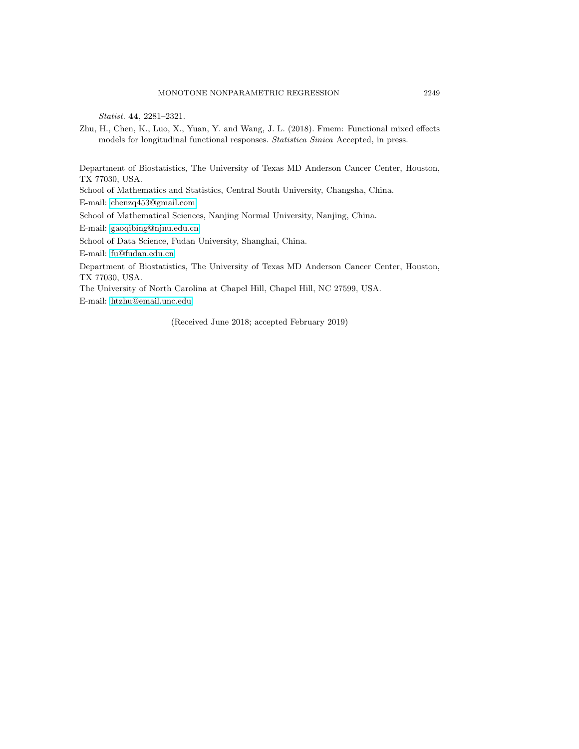*Statist.* **44**, 2281–2321.

Zhu, H., Chen, K., Luo, X., Yuan, Y. and Wang, J. L. (2018). Fmem: Functional mixed effects models for longitudinal functional responses. *Statistica Sinica* Accepted, in press.

Department of Biostatistics, The University of Texas MD Anderson Cancer Center, Houston, TX 77030, USA.

School of Mathematics and Statistics, Central South University, Changsha, China.

E-mail: chenzq453@gmail.com

School of Mathematical Sciences, Nanjing Normal University, Nanjing, China.

E-mail: gaoqibing@njnu.edu.cn

School of Data Science, Fudan University, Shanghai, China.

E-mail: fu@fudan.edu.cn

Department of Biostatistics, The University of Texas MD Anderson Cancer Center, Houston, TX 77030, USA.

The University of North Carolina at Chapel Hill, Chapel Hill, NC 27599, USA.

E-mail: htzhu@email.unc.edu

(Received June 2018; accepted February 2019)